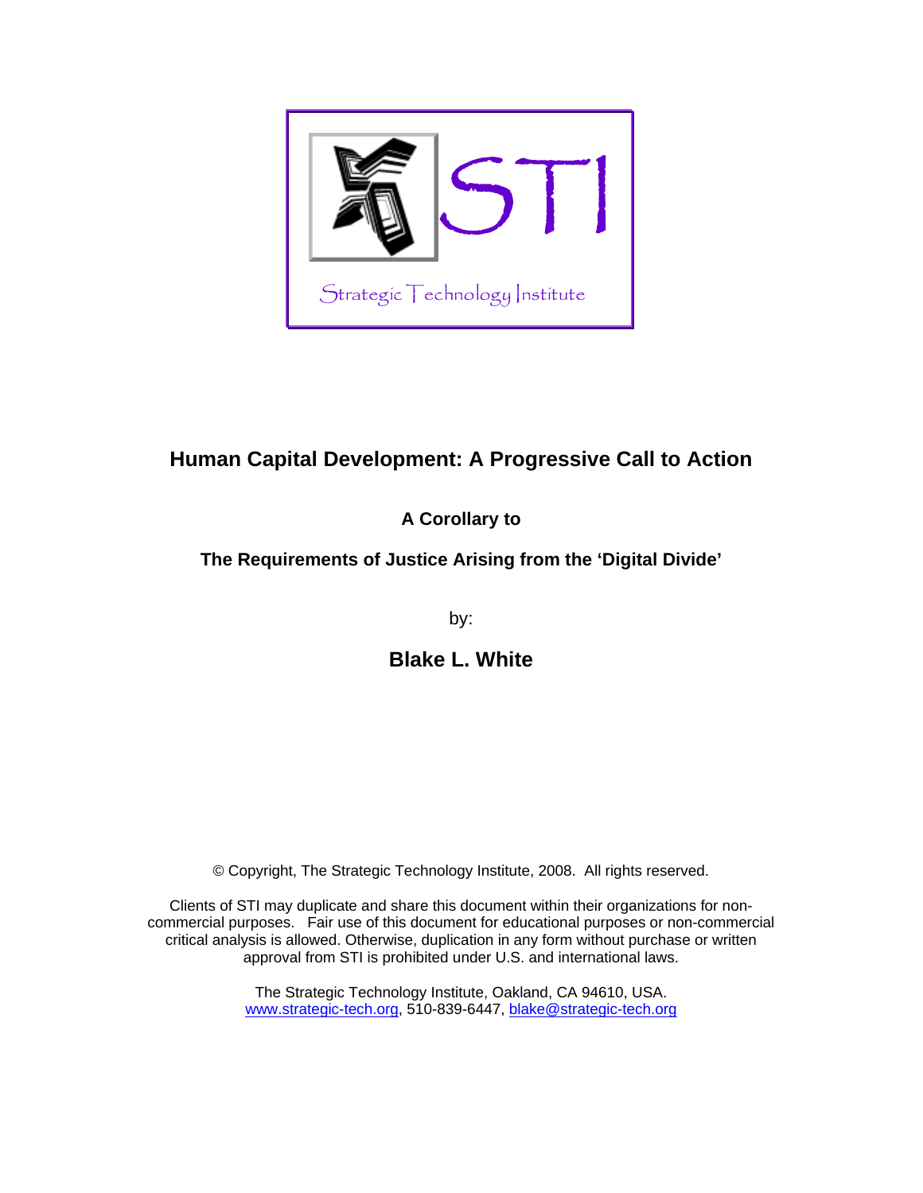STI

Strategic Technology Institute

# Human Capital Development: A Progressive Call to Action

**A Corollary to**

**The Requirements of Justice Arising from the 'Digital Divide'**

by:

**Blake L. White**

© Copyright, The Strategic Technology Institute, 2008. All rights reserved.

Clients of STI may duplicate and share this document within their organizations for non-commercial purposes. Fair use of this document for educational purposes or non-commercial critical analysis is allowed. Otherwise, duplication in any form without purchase or written approval from STI is prohibited under U.S. and international laws.

The Strategic Technology Institute, Oakland, CA 94610, USA.
www.strategic-tech.org, 510-839-6447, blake@strategic-tech.org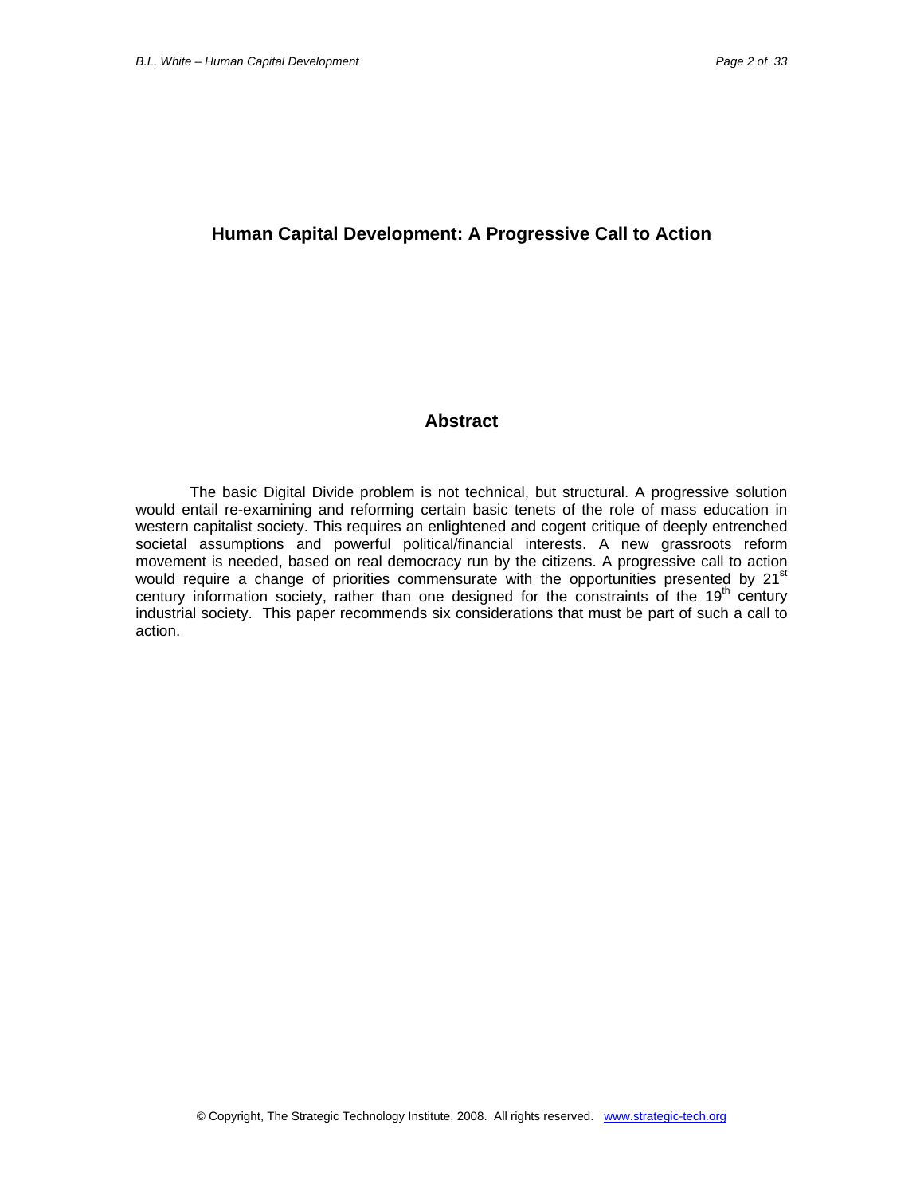# Human Capital Development: A Progressive Call to Action

## Abstract

The basic Digital Divide problem is not technical, but structural. A progressive solution would entail re-examining and reforming certain basic tenets of the role of mass education in western capitalist society. This requires an enlightened and cogent critique of deeply entrenched societal assumptions and powerful political/financial interests. A new grassroots reform movement is needed, based on real democracy run by the citizens. A progressive call to action would require a change of priorities commensurate with the opportunities presented by 21st century information society, rather than one designed for the constraints of the 19th century industrial society. This paper recommends six considerations that must be part of such a call to action.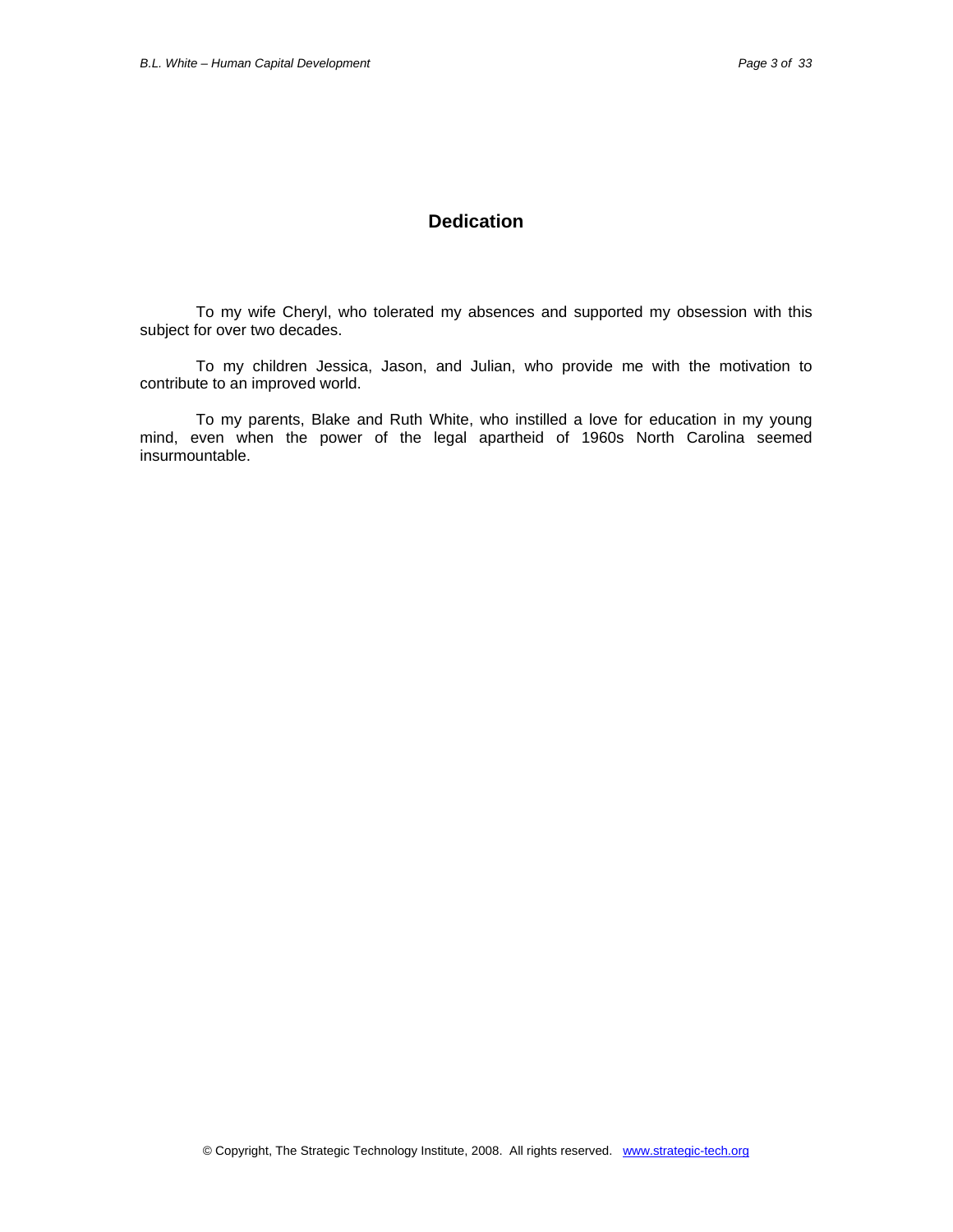# Dedication

To my wife Cheryl, who tolerated my absences and supported my obsession with this subject for over two decades.

To my children Jessica, Jason, and Julian, who provide me with the motivation to contribute to an improved world.

To my parents, Blake and Ruth White, who instilled a love for education in my young mind, even when the power of the legal apartheid of 1960s North Carolina seemed insurmountable.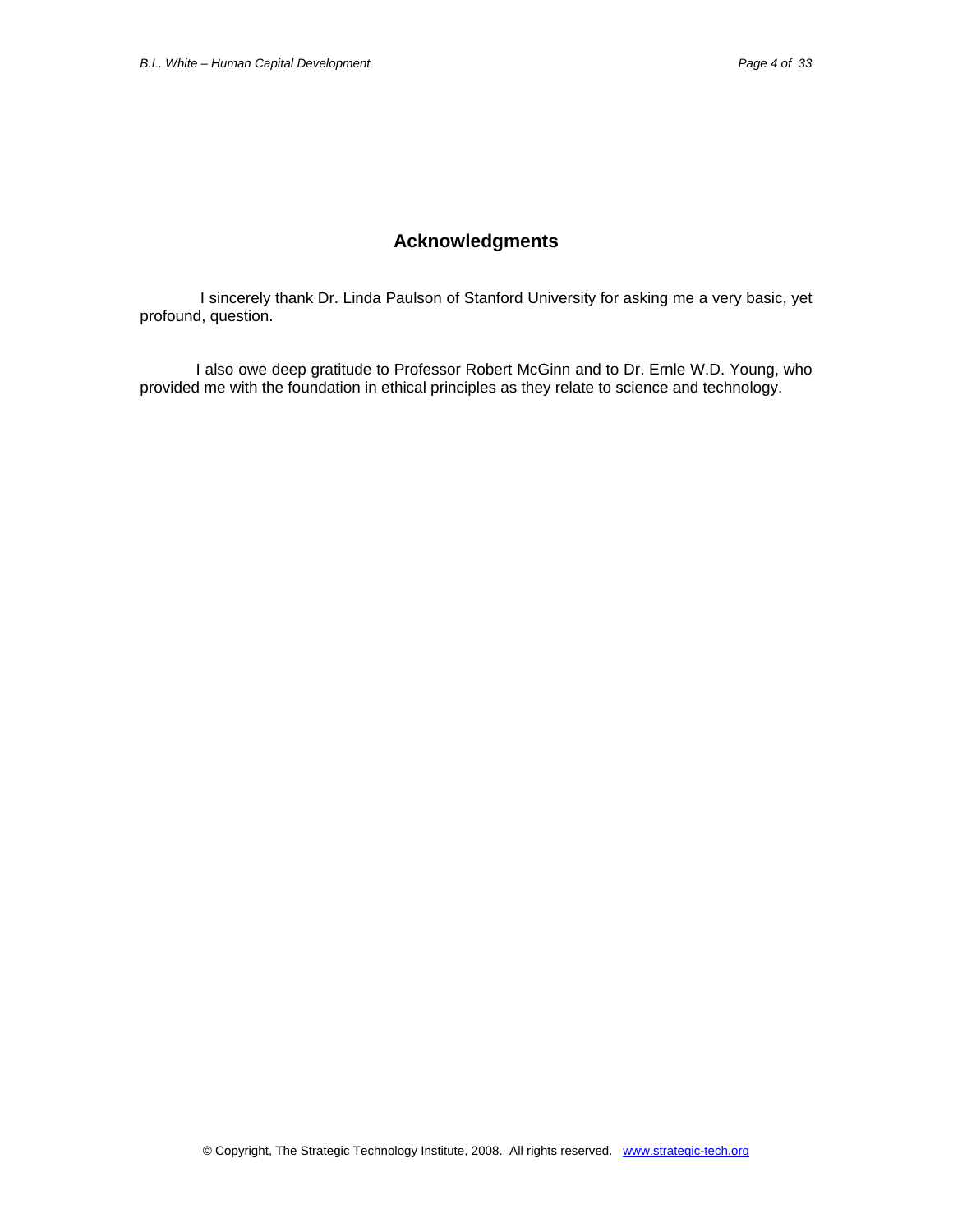## Acknowledgments

I sincerely thank Dr. Linda Paulson of Stanford University for asking me a very basic, yet profound, question.

I also owe deep gratitude to Professor Robert McGinn and to Dr. Ernle W.D. Young, who provided me with the foundation in ethical principles as they relate to science and technology.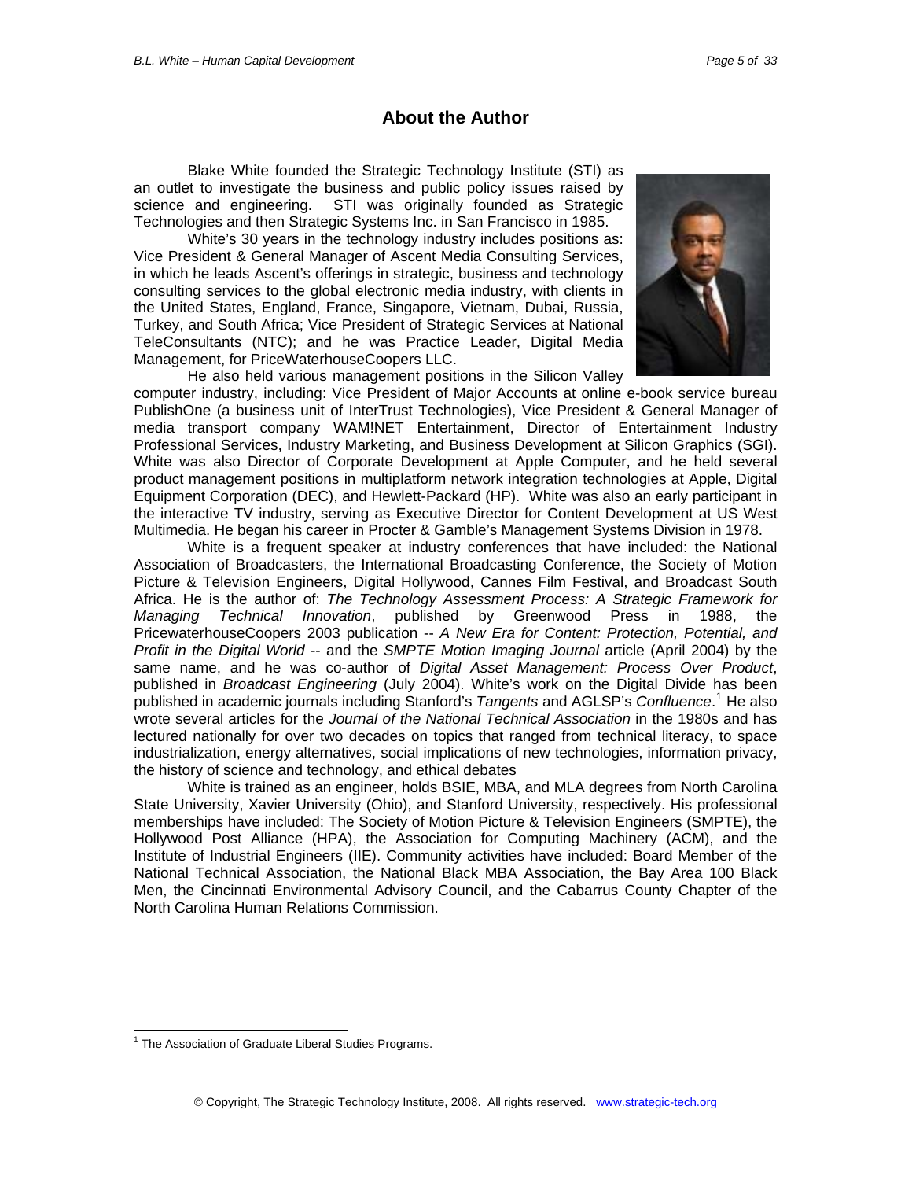## About the Author

Blake White founded the Strategic Technology Institute (STI) as an outlet to investigate the business and public policy issues raised by science and engineering. STI was originally founded as Strategic Technologies and then Strategic Systems Inc. in San Francisco in 1985.

White's 30 years in the technology industry includes positions as: Vice President & General Manager of Ascent Media Consulting Services, in which he leads Ascent's offerings in strategic, business and technology consulting services to the global electronic media industry, with clients in the United States, England, France, Singapore, Vietnam, Dubai, Russia, Turkey, and South Africa; Vice President of Strategic Services at National TeleConsultants (NTC); and he was Practice Leader, Digital Media Management, for PriceWaterhouseCoopers LLC.

He also held various management positions in the Silicon Valley computer industry, including: Vice President of Major Accounts at online e-book service bureau PublishOne (a business unit of InterTrust Technologies), Vice President & General Manager of media transport company WAM!NET Entertainment, Director of Entertainment Industry Professional Services, Industry Marketing, and Business Development at Silicon Graphics (SGI). White was also Director of Corporate Development at Apple Computer, and he held several product management positions in multiplatform network integration technologies at Apple, Digital Equipment Corporation (DEC), and Hewlett-Packard (HP). White was also an early participant in the interactive TV industry, serving as Executive Director for Content Development at US West Multimedia. He began his career in Procter & Gamble's Management Systems Division in 1978.

White is a frequent speaker at industry conferences that have included: the National Association of Broadcasters, the International Broadcasting Conference, the Society of Motion Picture & Television Engineers, Digital Hollywood, Cannes Film Festival, and Broadcast South Africa. He is the author of: *The Technology Assessment Process: A Strategic Framework for Managing Technical Innovation*, published by Greenwood Press in 1988, the PricewaterhouseCoopers 2003 publication -- *A New Era for Content: Protection, Potential, and Profit in the Digital World* -- and the *SMPTE Motion Imaging Journal* article (April 2004) by the same name, and he was co-author of *Digital Asset Management: Process Over Product*, published in *Broadcast Engineering* (July 2004). White's work on the Digital Divide has been published in academic journals including Stanford's *Tangents* and AGLSP's *Confluence*.[1] He also wrote several articles for the *Journal of the National Technical Association* in the 1980s and has lectured nationally for over two decades on topics that ranged from technical literacy, to space industrialization, energy alternatives, social implications of new technologies, information privacy, the history of science and technology, and ethical debates

White is trained as an engineer, holds BSIE, MBA, and MLA degrees from North Carolina State University, Xavier University (Ohio), and Stanford University, respectively. His professional memberships have included: The Society of Motion Picture & Television Engineers (SMPTE), the Hollywood Post Alliance (HPA), the Association for Computing Machinery (ACM), and the Institute of Industrial Engineers (IIE). Community activities have included: Board Member of the National Technical Association, the National Black MBA Association, the Bay Area 100 Black Men, the Cincinnati Environmental Advisory Council, and the Cabarrus County Chapter of the North Carolina Human Relations Commission.

[1] The Association of Graduate Liberal Studies Programs.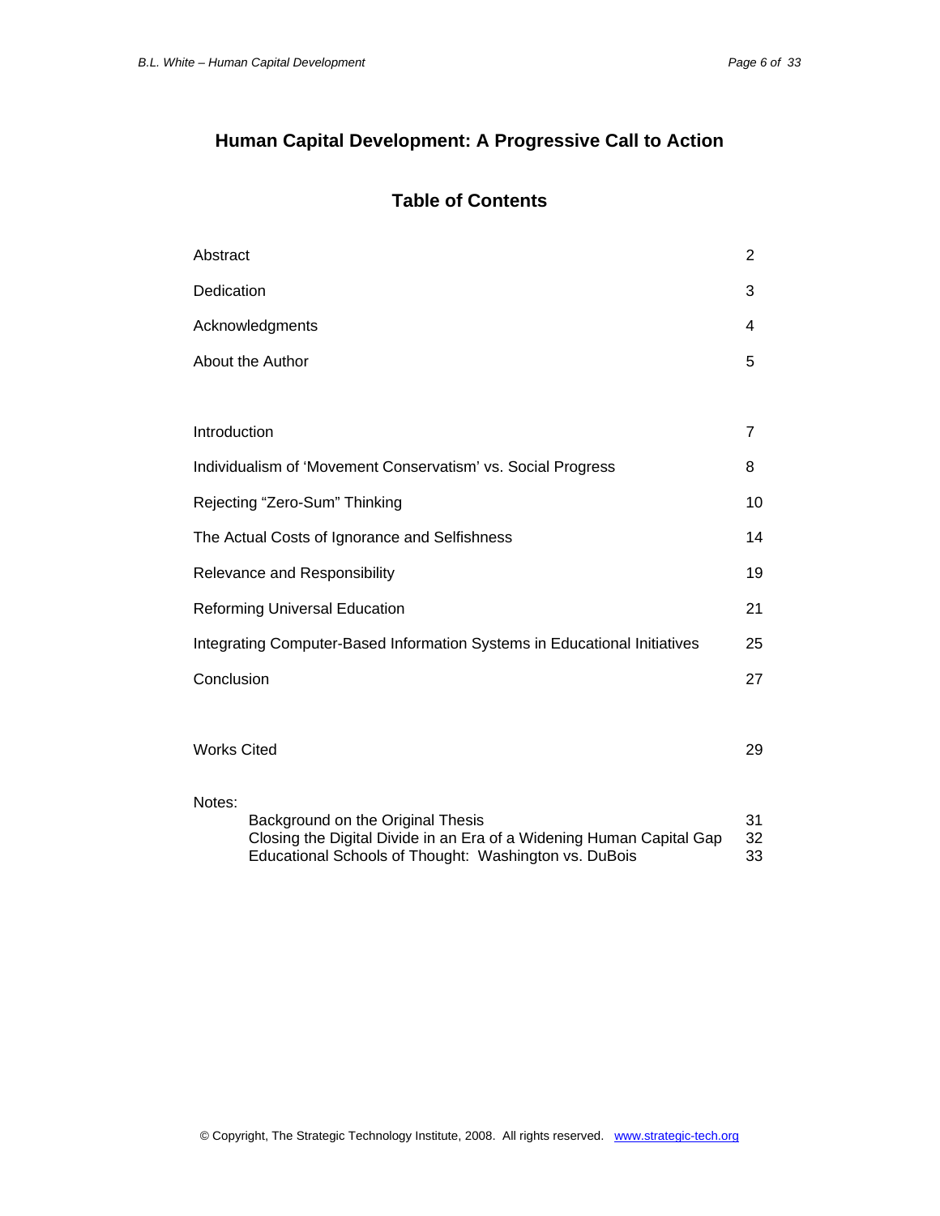# Human Capital Development: A Progressive Call to Action

## Table of Contents

| | |
|---|---|
| Abstract | 2 |
| Dedication | 3 |
| Acknowledgments | 4 |
| About the Author | 5 |
| Introduction | 7 |
| Individualism of 'Movement Conservatism' vs. Social Progress | 8 |
| Rejecting "Zero-Sum" Thinking | 10 |
| The Actual Costs of Ignorance and Selfishness | 14 |
| Relevance and Responsibility | 19 |
| Reforming Universal Education | 21 |
| Integrating Computer-Based Information Systems in Educational Initiatives | 25 |
| Conclusion | 27 |
| Works Cited | 29 |

Notes:

| | |
|---|---|
| Background on the Original Thesis | 31 |
| Closing the Digital Divide in an Era of a Widening Human Capital Gap | 32 |
| Educational Schools of Thought: Washington vs. DuBois | 33 |

© Copyright, The Strategic Technology Institute, 2008. All rights reserved. www.strategic-tech.org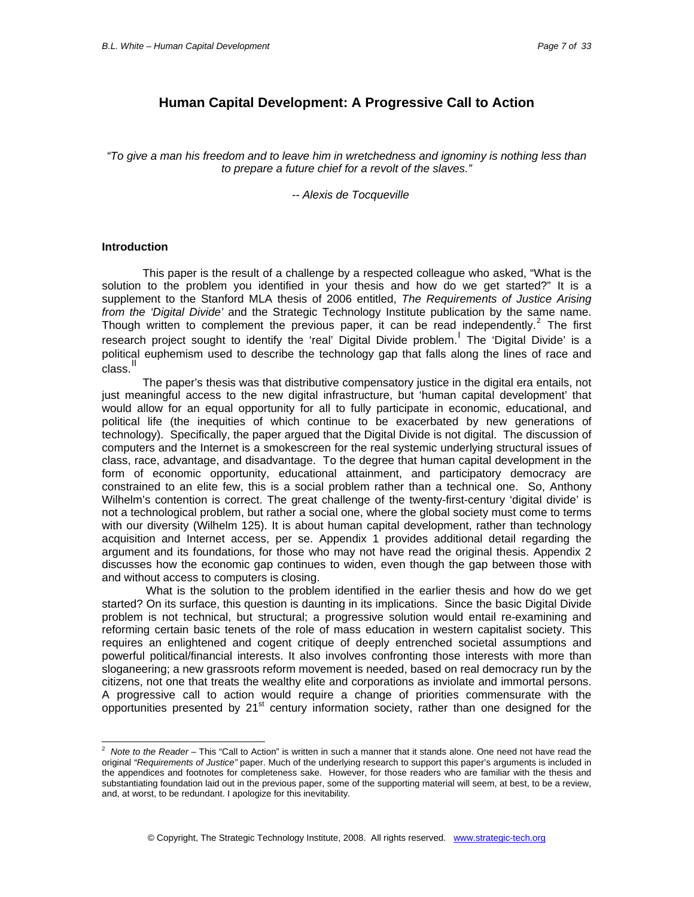# Human Capital Development: A Progressive Call to Action

*"To give a man his freedom and to leave him in wretchedness and ignominy is nothing less than to prepare a future chief for a revolt of the slaves."*

*-- Alexis de Tocqueville*

## Introduction

This paper is the result of a challenge by a respected colleague who asked, "What is the solution to the problem you identified in your thesis and how do we get started?" It is a supplement to the Stanford MLA thesis of 2006 entitled, *The Requirements of Justice Arising from the 'Digital Divide'* and the Strategic Technology Institute publication by the same name. Though written to complement the previous paper, it can be read independently.[2] The first research project sought to identify the 'real' Digital Divide problem.[I] The 'Digital Divide' is a political euphemism used to describe the technology gap that falls along the lines of race and class.[II]

The paper's thesis was that distributive compensatory justice in the digital era entails, not just meaningful access to the new digital infrastructure, but 'human capital development' that would allow for an equal opportunity for all to fully participate in economic, educational, and political life (the inequities of which continue to be exacerbated by new generations of technology). Specifically, the paper argued that the Digital Divide is not digital. The discussion of computers and the Internet is a smokescreen for the real systemic underlying structural issues of class, race, advantage, and disadvantage. To the degree that human capital development in the form of economic opportunity, educational attainment, and participatory democracy are constrained to an elite few, this is a social problem rather than a technical one. So, Anthony Wilhelm's contention is correct. The great challenge of the twenty-first-century 'digital divide' is not a technological problem, but rather a social one, where the global society must come to terms with our diversity (Wilhelm 125). It is about human capital development, rather than technology acquisition and Internet access, per se. Appendix 1 provides additional detail regarding the argument and its foundations, for those who may not have read the original thesis. Appendix 2 discusses how the economic gap continues to widen, even though the gap between those with and without access to computers is closing.

What is the solution to the problem identified in the earlier thesis and how do we get started? On its surface, this question is daunting in its implications. Since the basic Digital Divide problem is not technical, but structural; a progressive solution would entail re-examining and reforming certain basic tenets of the role of mass education in western capitalist society. This requires an enlightened and cogent critique of deeply entrenched societal assumptions and powerful political/financial interests. It also involves confronting those interests with more than sloganeering; a new grassroots reform movement is needed, based on real democracy run by the citizens, not one that treats the wealthy elite and corporations as inviolate and immortal persons. A progressive call to action would require a change of priorities commensurate with the opportunities presented by 21st century information society, rather than one designed for the

---

[2] *Note to the Reader* – This "Call to Action" is written in such a manner that it stands alone. One need not have read the original *"Requirements of Justice"* paper. Much of the underlying research to support this paper's arguments is included in the appendices and footnotes for completeness sake. However, for those readers who are familiar with the thesis and substantiating foundation laid out in the previous paper, some of the supporting material will seem, at best, to be a review, and, at worst, to be redundant. I apologize for this inevitability.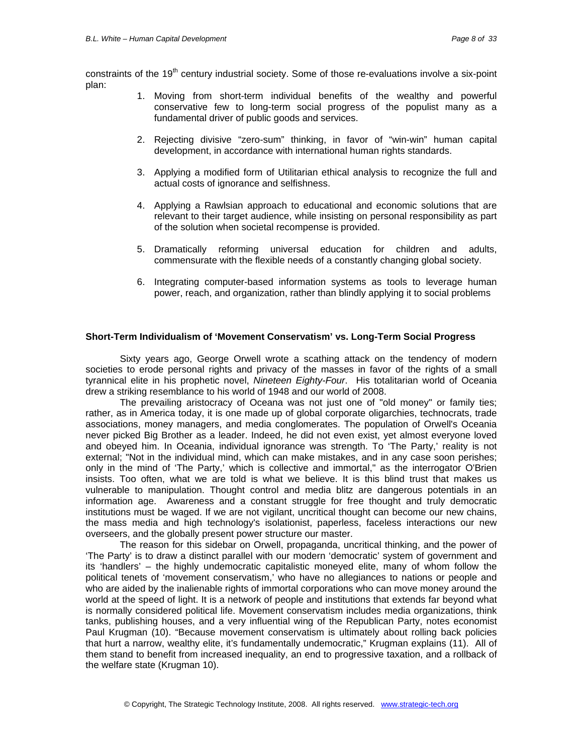constraints of the 19th century industrial society. Some of those re-evaluations involve a six-point plan:

1. Moving from short-term individual benefits of the wealthy and powerful conservative few to long-term social progress of the populist many as a fundamental driver of public goods and services.

2. Rejecting divisive "zero-sum" thinking, in favor of "win-win" human capital development, in accordance with international human rights standards.

3. Applying a modified form of Utilitarian ethical analysis to recognize the full and actual costs of ignorance and selfishness.

4. Applying a Rawlsian approach to educational and economic solutions that are relevant to their target audience, while insisting on personal responsibility as part of the solution when societal recompense is provided.

5. Dramatically reforming universal education for children and adults, commensurate with the flexible needs of a constantly changing global society.

6. Integrating computer-based information systems as tools to leverage human power, reach, and organization, rather than blindly applying it to social problems

**Short-Term Individualism of 'Movement Conservatism' vs. Long-Term Social Progress**

Sixty years ago, George Orwell wrote a scathing attack on the tendency of modern societies to erode personal rights and privacy of the masses in favor of the rights of a small tyrannical elite in his prophetic novel, *Nineteen Eighty-Four*. His totalitarian world of Oceania drew a striking resemblance to his world of 1948 and our world of 2008.

The prevailing aristocracy of Oceana was not just one of "old money" or family ties; rather, as in America today, it is one made up of global corporate oligarchies, technocrats, trade associations, money managers, and media conglomerates. The population of Orwell's Oceania never picked Big Brother as a leader. Indeed, he did not even exist, yet almost everyone loved and obeyed him. In Oceania, individual ignorance was strength. To 'The Party,' reality is not external; "Not in the individual mind, which can make mistakes, and in any case soon perishes; only in the mind of 'The Party,' which is collective and immortal," as the interrogator O'Brien insists. Too often, what we are told is what we believe. It is this blind trust that makes us vulnerable to manipulation. Thought control and media blitz are dangerous potentials in an information age. Awareness and a constant struggle for free thought and truly democratic institutions must be waged. If we are not vigilant, uncritical thought can become our new chains, the mass media and high technology's isolationist, paperless, faceless interactions our new overseers, and the globally present power structure our master.

The reason for this sidebar on Orwell, propaganda, uncritical thinking, and the power of 'The Party' is to draw a distinct parallel with our modern 'democratic' system of government and its 'handlers' – the highly undemocratic capitalistic moneyed elite, many of whom follow the political tenets of 'movement conservatism,' who have no allegiances to nations or people and who are aided by the inalienable rights of immortal corporations who can move money around the world at the speed of light. It is a network of people and institutions that extends far beyond what is normally considered political life. Movement conservatism includes media organizations, think tanks, publishing houses, and a very influential wing of the Republican Party, notes economist Paul Krugman (10). "Because movement conservatism is ultimately about rolling back policies that hurt a narrow, wealthy elite, it's fundamentally undemocratic," Krugman explains (11). All of them stand to benefit from increased inequality, an end to progressive taxation, and a rollback of the welfare state (Krugman 10).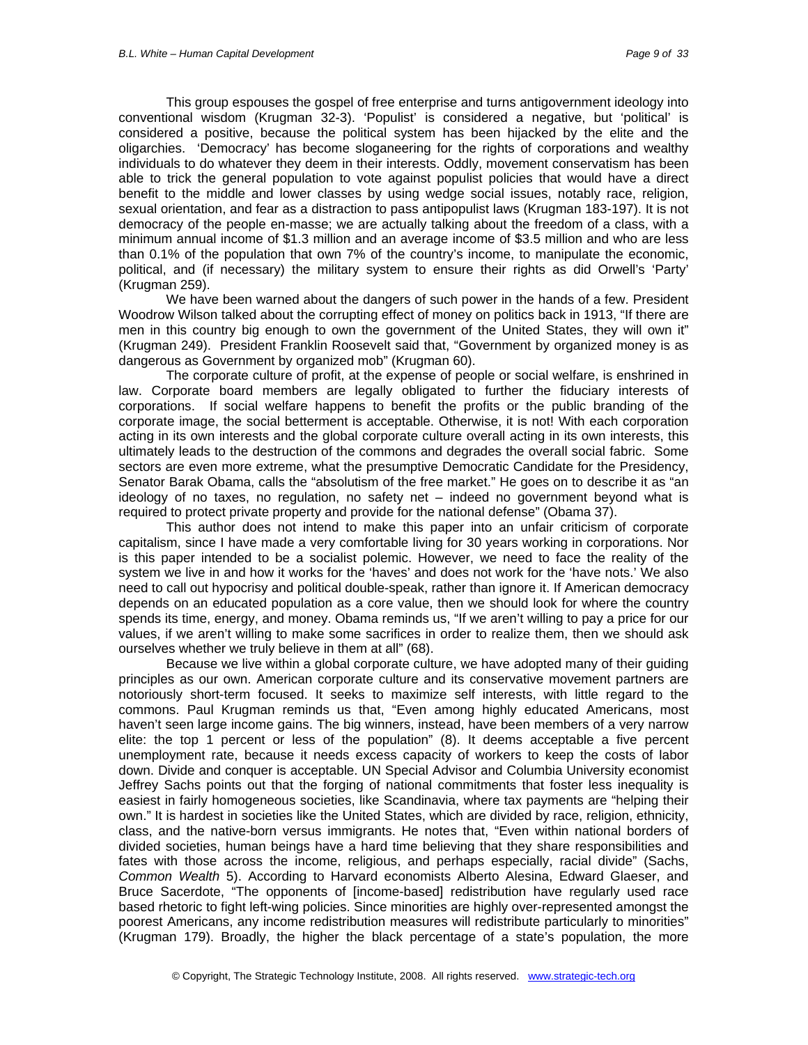This group espouses the gospel of free enterprise and turns antigovernment ideology into conventional wisdom (Krugman 32-3). 'Populist' is considered a negative, but 'political' is considered a positive, because the political system has been hijacked by the elite and the oligarchies. 'Democracy' has become sloganeering for the rights of corporations and wealthy individuals to do whatever they deem in their interests. Oddly, movement conservatism has been able to trick the general population to vote against populist policies that would have a direct benefit to the middle and lower classes by using wedge social issues, notably race, religion, sexual orientation, and fear as a distraction to pass antipopulist laws (Krugman 183-197). It is not democracy of the people en-masse; we are actually talking about the freedom of a class, with a minimum annual income of $1.3 million and an average income of $3.5 million and who are less than 0.1% of the population that own 7% of the country's income, to manipulate the economic, political, and (if necessary) the military system to ensure their rights as did Orwell's 'Party' (Krugman 259).

We have been warned about the dangers of such power in the hands of a few. President Woodrow Wilson talked about the corrupting effect of money on politics back in 1913, "If there are men in this country big enough to own the government of the United States, they will own it" (Krugman 249). President Franklin Roosevelt said that, "Government by organized money is as dangerous as Government by organized mob" (Krugman 60).

The corporate culture of profit, at the expense of people or social welfare, is enshrined in law. Corporate board members are legally obligated to further the fiduciary interests of corporations. If social welfare happens to benefit the profits or the public branding of the corporate image, the social betterment is acceptable. Otherwise, it is not! With each corporation acting in its own interests and the global corporate culture overall acting in its own interests, this ultimately leads to the destruction of the commons and degrades the overall social fabric. Some sectors are even more extreme, what the presumptive Democratic Candidate for the Presidency, Senator Barak Obama, calls the "absolutism of the free market." He goes on to describe it as "an ideology of no taxes, no regulation, no safety net – indeed no government beyond what is required to protect private property and provide for the national defense" (Obama 37).

This author does not intend to make this paper into an unfair criticism of corporate capitalism, since I have made a very comfortable living for 30 years working in corporations. Nor is this paper intended to be a socialist polemic. However, we need to face the reality of the system we live in and how it works for the 'haves' and does not work for the 'have nots.' We also need to call out hypocrisy and political double-speak, rather than ignore it. If American democracy depends on an educated population as a core value, then we should look for where the country spends its time, energy, and money. Obama reminds us, "If we aren't willing to pay a price for our values, if we aren't willing to make some sacrifices in order to realize them, then we should ask ourselves whether we truly believe in them at all" (68).

Because we live within a global corporate culture, we have adopted many of their guiding principles as our own. American corporate culture and its conservative movement partners are notoriously short-term focused. It seeks to maximize self interests, with little regard to the commons. Paul Krugman reminds us that, "Even among highly educated Americans, most haven't seen large income gains. The big winners, instead, have been members of a very narrow elite: the top 1 percent or less of the population" (8). It deems acceptable a five percent unemployment rate, because it needs excess capacity of workers to keep the costs of labor down. Divide and conquer is acceptable. UN Special Advisor and Columbia University economist Jeffrey Sachs points out that the forging of national commitments that foster less inequality is easiest in fairly homogeneous societies, like Scandinavia, where tax payments are "helping their own." It is hardest in societies like the United States, which are divided by race, religion, ethnicity, class, and the native-born versus immigrants. He notes that, "Even within national borders of divided societies, human beings have a hard time believing that they share responsibilities and fates with those across the income, religious, and perhaps especially, racial divide" (Sachs, *Common Wealth* 5). According to Harvard economists Alberto Alesina, Edward Glaeser, and Bruce Sacerdote, "The opponents of [income-based] redistribution have regularly used race based rhetoric to fight left-wing policies. Since minorities are highly over-represented amongst the poorest Americans, any income redistribution measures will redistribute particularly to minorities" (Krugman 179). Broadly, the higher the black percentage of a state's population, the more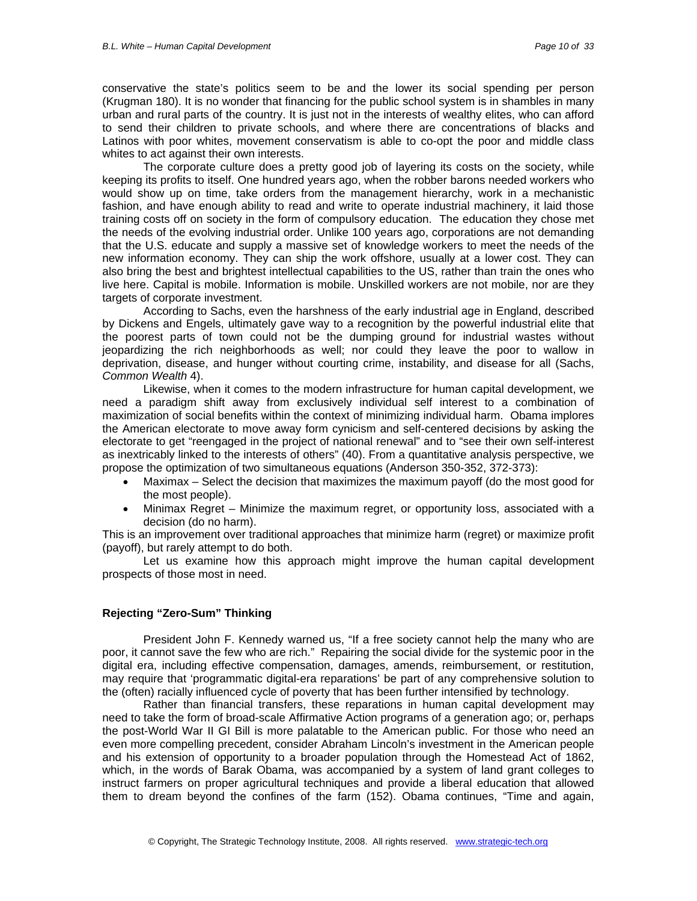conservative the state's politics seem to be and the lower its social spending per person (Krugman 180). It is no wonder that financing for the public school system is in shambles in many urban and rural parts of the country. It is just not in the interests of wealthy elites, who can afford to send their children to private schools, and where there are concentrations of blacks and Latinos with poor whites, movement conservatism is able to co-opt the poor and middle class whites to act against their own interests.

The corporate culture does a pretty good job of layering its costs on the society, while keeping its profits to itself. One hundred years ago, when the robber barons needed workers who would show up on time, take orders from the management hierarchy, work in a mechanistic fashion, and have enough ability to read and write to operate industrial machinery, it laid those training costs off on society in the form of compulsory education. The education they chose met the needs of the evolving industrial order. Unlike 100 years ago, corporations are not demanding that the U.S. educate and supply a massive set of knowledge workers to meet the needs of the new information economy. They can ship the work offshore, usually at a lower cost. They can also bring the best and brightest intellectual capabilities to the US, rather than train the ones who live here. Capital is mobile. Information is mobile. Unskilled workers are not mobile, nor are they targets of corporate investment.

According to Sachs, even the harshness of the early industrial age in England, described by Dickens and Engels, ultimately gave way to a recognition by the powerful industrial elite that the poorest parts of town could not be the dumping ground for industrial wastes without jeopardizing the rich neighborhoods as well; nor could they leave the poor to wallow in deprivation, disease, and hunger without courting crime, instability, and disease for all (Sachs, *Common Wealth* 4).

Likewise, when it comes to the modern infrastructure for human capital development, we need a paradigm shift away from exclusively individual self interest to a combination of maximization of social benefits within the context of minimizing individual harm. Obama implores the American electorate to move away form cynicism and self-centered decisions by asking the electorate to get "reengaged in the project of national renewal" and to "see their own self-interest as inextricably linked to the interests of others" (40). From a quantitative analysis perspective, we propose the optimization of two simultaneous equations (Anderson 350-352, 372-373):

- Maximax – Select the decision that maximizes the maximum payoff (do the most good for the most people).
- Minimax Regret – Minimize the maximum regret, or opportunity loss, associated with a decision (do no harm).

This is an improvement over traditional approaches that minimize harm (regret) or maximize profit (payoff), but rarely attempt to do both.

Let us examine how this approach might improve the human capital development prospects of those most in need.

### Rejecting "Zero-Sum" Thinking

President John F. Kennedy warned us, "If a free society cannot help the many who are poor, it cannot save the few who are rich." Repairing the social divide for the systemic poor in the digital era, including effective compensation, damages, amends, reimbursement, or restitution, may require that 'programmatic digital-era reparations' be part of any comprehensive solution to the (often) racially influenced cycle of poverty that has been further intensified by technology.

Rather than financial transfers, these reparations in human capital development may need to take the form of broad-scale Affirmative Action programs of a generation ago; or, perhaps the post-World War II GI Bill is more palatable to the American public. For those who need an even more compelling precedent, consider Abraham Lincoln's investment in the American people and his extension of opportunity to a broader population through the Homestead Act of 1862, which, in the words of Barak Obama, was accompanied by a system of land grant colleges to instruct farmers on proper agricultural techniques and provide a liberal education that allowed them to dream beyond the confines of the farm (152). Obama continues, "Time and again,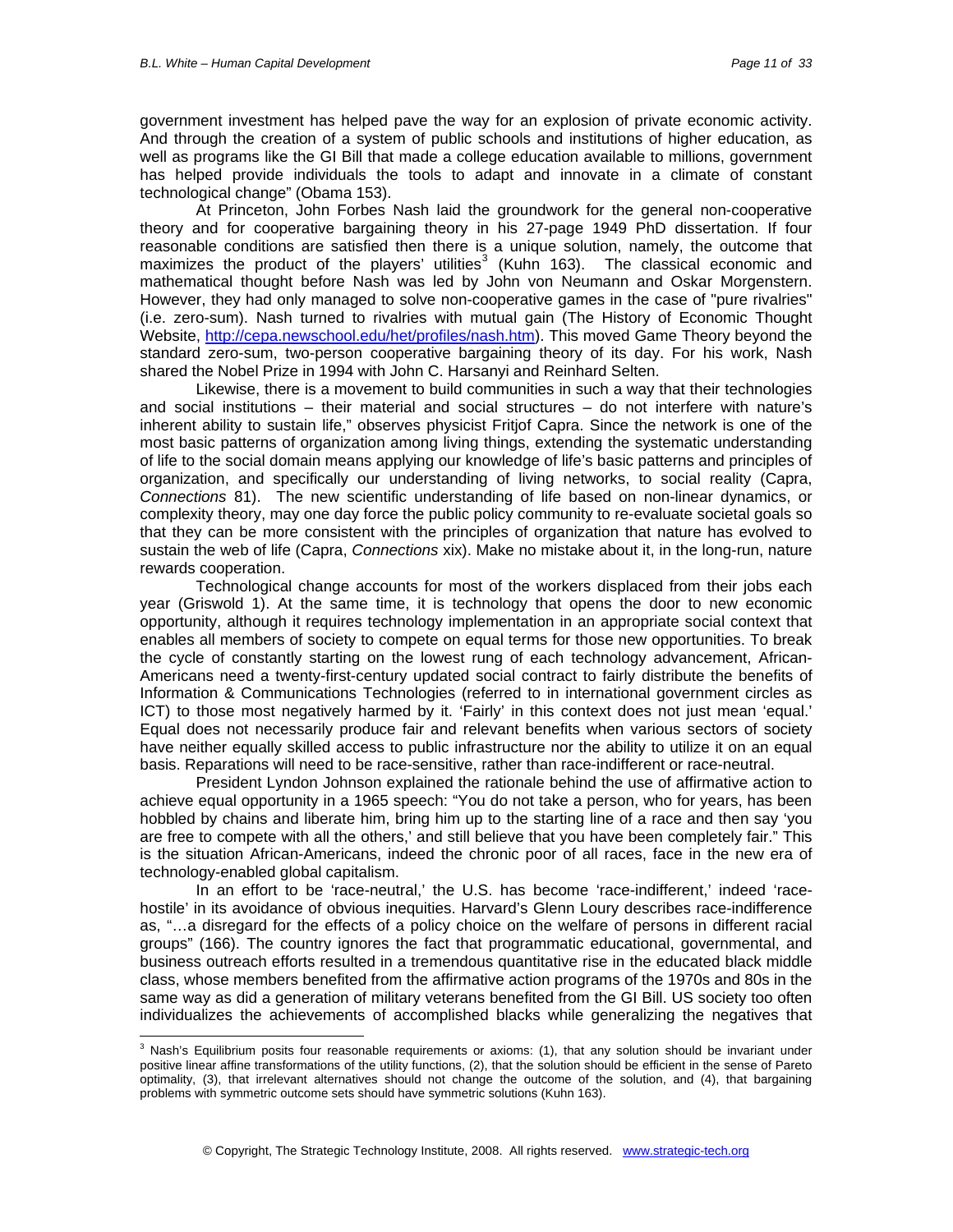government investment has helped pave the way for an explosion of private economic activity. And through the creation of a system of public schools and institutions of higher education, as well as programs like the GI Bill that made a college education available to millions, government has helped provide individuals the tools to adapt and innovate in a climate of constant technological change" (Obama 153).

At Princeton, John Forbes Nash laid the groundwork for the general non-cooperative theory and for cooperative bargaining theory in his 27-page 1949 PhD dissertation. If four reasonable conditions are satisfied then there is a unique solution, namely, the outcome that maximizes the product of the players' utilities[3] (Kuhn 163). The classical economic and mathematical thought before Nash was led by John von Neumann and Oskar Morgenstern. However, they had only managed to solve non-cooperative games in the case of "pure rivalries" (i.e. zero-sum). Nash turned to rivalries with mutual gain (The History of Economic Thought Website, http://cepa.newschool.edu/het/profiles/nash.htm). This moved Game Theory beyond the standard zero-sum, two-person cooperative bargaining theory of its day. For his work, Nash shared the Nobel Prize in 1994 with John C. Harsanyi and Reinhard Selten.

Likewise, there is a movement to build communities in such a way that their technologies and social institutions – their material and social structures – do not interfere with nature's inherent ability to sustain life," observes physicist Fritjof Capra. Since the network is one of the most basic patterns of organization among living things, extending the systematic understanding of life to the social domain means applying our knowledge of life's basic patterns and principles of organization, and specifically our understanding of living networks, to social reality (Capra, *Connections* 81). The new scientific understanding of life based on non-linear dynamics, or complexity theory, may one day force the public policy community to re-evaluate societal goals so that they can be more consistent with the principles of organization that nature has evolved to sustain the web of life (Capra, *Connections* xix). Make no mistake about it, in the long-run, nature rewards cooperation.

Technological change accounts for most of the workers displaced from their jobs each year (Griswold 1). At the same time, it is technology that opens the door to new economic opportunity, although it requires technology implementation in an appropriate social context that enables all members of society to compete on equal terms for those new opportunities. To break the cycle of constantly starting on the lowest rung of each technology advancement, African-Americans need a twenty-first-century updated social contract to fairly distribute the benefits of Information & Communications Technologies (referred to in international government circles as ICT) to those most negatively harmed by it. 'Fairly' in this context does not just mean 'equal.' Equal does not necessarily produce fair and relevant benefits when various sectors of society have neither equally skilled access to public infrastructure nor the ability to utilize it on an equal basis. Reparations will need to be race-sensitive, rather than race-indifferent or race-neutral.

President Lyndon Johnson explained the rationale behind the use of affirmative action to achieve equal opportunity in a 1965 speech: "You do not take a person, who for years, has been hobbled by chains and liberate him, bring him up to the starting line of a race and then say 'you are free to compete with all the others,' and still believe that you have been completely fair." This is the situation African-Americans, indeed the chronic poor of all races, face in the new era of technology-enabled global capitalism.

In an effort to be 'race-neutral,' the U.S. has become 'race-indifferent,' indeed 'race-hostile' in its avoidance of obvious inequities. Harvard's Glenn Loury describes race-indifference as, "…a disregard for the effects of a policy choice on the welfare of persons in different racial groups" (166). The country ignores the fact that programmatic educational, governmental, and business outreach efforts resulted in a tremendous quantitative rise in the educated black middle class, whose members benefited from the affirmative action programs of the 1970s and 80s in the same way as did a generation of military veterans benefited from the GI Bill. US society too often individualizes the achievements of accomplished blacks while generalizing the negatives that

---

[3] Nash's Equilibrium posits four reasonable requirements or axioms: (1), that any solution should be invariant under positive linear affine transformations of the utility functions, (2), that the solution should be efficient in the sense of Pareto optimality, (3), that irrelevant alternatives should not change the outcome of the solution, and (4), that bargaining problems with symmetric outcome sets should have symmetric solutions (Kuhn 163).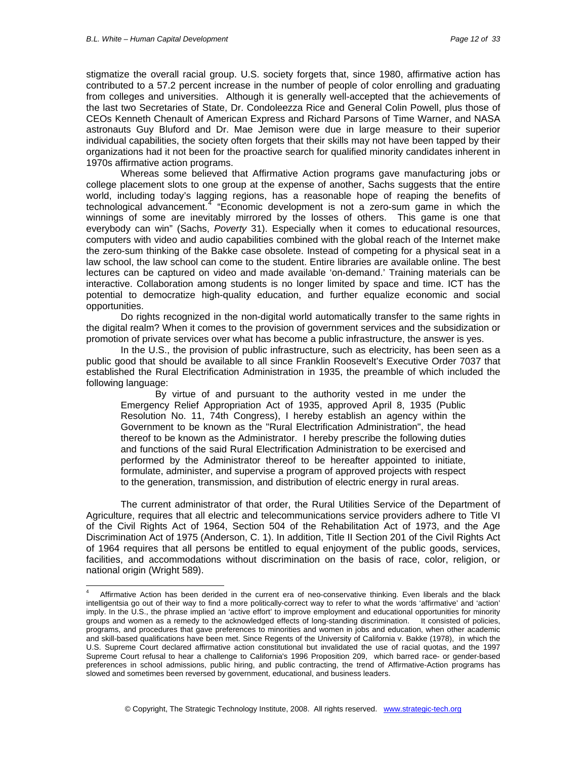stigmatize the overall racial group. U.S. society forgets that, since 1980, affirmative action has contributed to a 57.2 percent increase in the number of people of color enrolling and graduating from colleges and universities. Although it is generally well-accepted that the achievements of the last two Secretaries of State, Dr. Condoleezza Rice and General Colin Powell, plus those of CEOs Kenneth Chenault of American Express and Richard Parsons of Time Warner, and NASA astronauts Guy Bluford and Dr. Mae Jemison were due in large measure to their superior individual capabilities, the society often forgets that their skills may not have been tapped by their organizations had it not been for the proactive search for qualified minority candidates inherent in 1970s affirmative action programs.

Whereas some believed that Affirmative Action programs gave manufacturing jobs or college placement slots to one group at the expense of another, Sachs suggests that the entire world, including today's lagging regions, has a reasonable hope of reaping the benefits of technological advancement.[4] "Economic development is not a zero-sum game in which the winnings of some are inevitably mirrored by the losses of others. This game is one that everybody can win" (Sachs, *Poverty* 31). Especially when it comes to educational resources, computers with video and audio capabilities combined with the global reach of the Internet make the zero-sum thinking of the Bakke case obsolete. Instead of competing for a physical seat in a law school, the law school can come to the student. Entire libraries are available online. The best lectures can be captured on video and made available 'on-demand.' Training materials can be interactive. Collaboration among students is no longer limited by space and time. ICT has the potential to democratize high-quality education, and further equalize economic and social opportunities.

Do rights recognized in the non-digital world automatically transfer to the same rights in the digital realm? When it comes to the provision of government services and the subsidization or promotion of private services over what has become a public infrastructure, the answer is yes.

In the U.S., the provision of public infrastructure, such as electricity, has been seen as a public good that should be available to all since Franklin Roosevelt's Executive Order 7037 that established the Rural Electrification Administration in 1935, the preamble of which included the following language:

> By virtue of and pursuant to the authority vested in me under the Emergency Relief Appropriation Act of 1935, approved April 8, 1935 (Public Resolution No. 11, 74th Congress), I hereby establish an agency within the Government to be known as the "Rural Electrification Administration", the head thereof to be known as the Administrator. I hereby prescribe the following duties and functions of the said Rural Electrification Administration to be exercised and performed by the Administrator thereof to be hereafter appointed to initiate, formulate, administer, and supervise a program of approved projects with respect to the generation, transmission, and distribution of electric energy in rural areas.

The current administrator of that order, the Rural Utilities Service of the Department of Agriculture, requires that all electric and telecommunications service providers adhere to Title VI of the Civil Rights Act of 1964, Section 504 of the Rehabilitation Act of 1973, and the Age Discrimination Act of 1975 (Anderson, C. 1). In addition, Title II Section 201 of the Civil Rights Act of 1964 requires that all persons be entitled to equal enjoyment of the public goods, services, facilities, and accommodations without discrimination on the basis of race, color, religion, or national origin (Wright 589).

---

[4] Affirmative Action has been derided in the current era of neo-conservative thinking. Even liberals and the black intelligentsia go out of their way to find a more politically-correct way to refer to what the words 'affirmative' and 'action' imply. In the U.S., the phrase implied an 'active effort' to improve employment and educational opportunities for minority groups and women as a remedy to the acknowledged effects of long-standing discrimination. It consisted of policies, programs, and procedures that gave preferences to minorities and women in jobs and education, when other academic and skill-based qualifications have been met. Since Regents of the University of California v. Bakke (1978), in which the U.S. Supreme Court declared affirmative action constitutional but invalidated the use of racial quotas, and the 1997 Supreme Court refusal to hear a challenge to California's 1996 Proposition 209, which barred race- or gender-based preferences in school admissions, public hiring, and public contracting, the trend of Affirmative-Action programs has slowed and sometimes been reversed by government, educational, and business leaders.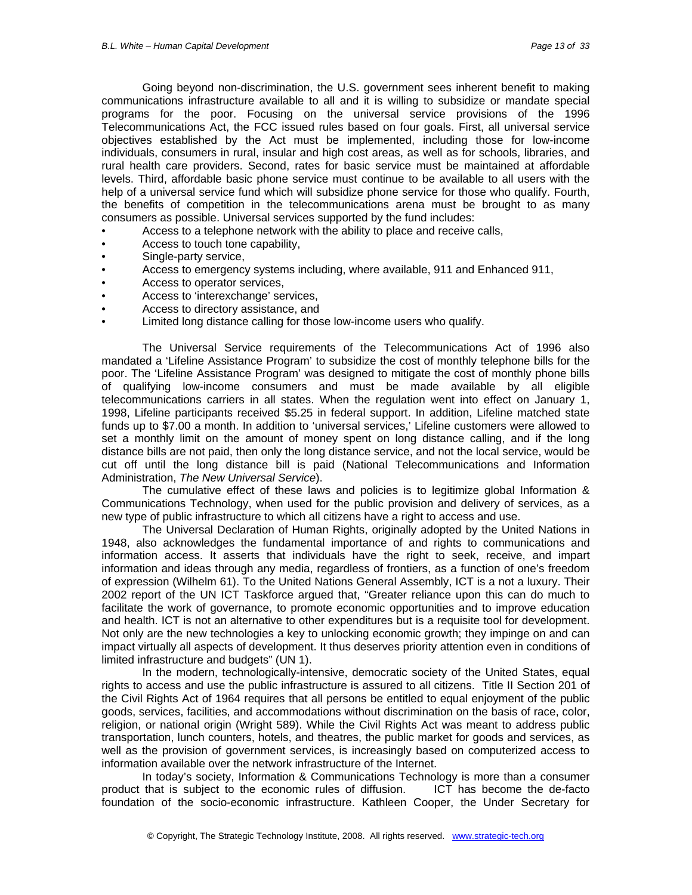Going beyond non-discrimination, the U.S. government sees inherent benefit to making communications infrastructure available to all and it is willing to subsidize or mandate special programs for the poor. Focusing on the universal service provisions of the 1996 Telecommunications Act, the FCC issued rules based on four goals. First, all universal service objectives established by the Act must be implemented, including those for low-income individuals, consumers in rural, insular and high cost areas, as well as for schools, libraries, and rural health care providers. Second, rates for basic service must be maintained at affordable levels. Third, affordable basic phone service must continue to be available to all users with the help of a universal service fund which will subsidize phone service for those who qualify. Fourth, the benefits of competition in the telecommunications arena must be brought to as many consumers as possible. Universal services supported by the fund includes:

- Access to a telephone network with the ability to place and receive calls,
- Access to touch tone capability,
- Single-party service,
- Access to emergency systems including, where available, 911 and Enhanced 911,
- Access to operator services,
- Access to 'interexchange' services,
- Access to directory assistance, and
- Limited long distance calling for those low-income users who qualify.

The Universal Service requirements of the Telecommunications Act of 1996 also mandated a 'Lifeline Assistance Program' to subsidize the cost of monthly telephone bills for the poor. The 'Lifeline Assistance Program' was designed to mitigate the cost of monthly phone bills of qualifying low-income consumers and must be made available by all eligible telecommunications carriers in all states. When the regulation went into effect on January 1, 1998, Lifeline participants received $5.25 in federal support. In addition, Lifeline matched state funds up to $7.00 a month. In addition to 'universal services,' Lifeline customers were allowed to set a monthly limit on the amount of money spent on long distance calling, and if the long distance bills are not paid, then only the long distance service, and not the local service, would be cut off until the long distance bill is paid (National Telecommunications and Information Administration, *The New Universal Service*).

The cumulative effect of these laws and policies is to legitimize global Information & Communications Technology, when used for the public provision and delivery of services, as a new type of public infrastructure to which all citizens have a right to access and use.

The Universal Declaration of Human Rights, originally adopted by the United Nations in 1948, also acknowledges the fundamental importance of and rights to communications and information access. It asserts that individuals have the right to seek, receive, and impart information and ideas through any media, regardless of frontiers, as a function of one's freedom of expression (Wilhelm 61). To the United Nations General Assembly, ICT is a not a luxury. Their 2002 report of the UN ICT Taskforce argued that, "Greater reliance upon this can do much to facilitate the work of governance, to promote economic opportunities and to improve education and health. ICT is not an alternative to other expenditures but is a requisite tool for development. Not only are the new technologies a key to unlocking economic growth; they impinge on and can impact virtually all aspects of development. It thus deserves priority attention even in conditions of limited infrastructure and budgets" (UN 1).

In the modern, technologically-intensive, democratic society of the United States, equal rights to access and use the public infrastructure is assured to all citizens. Title II Section 201 of the Civil Rights Act of 1964 requires that all persons be entitled to equal enjoyment of the public goods, services, facilities, and accommodations without discrimination on the basis of race, color, religion, or national origin (Wright 589). While the Civil Rights Act was meant to address public transportation, lunch counters, hotels, and theatres, the public market for goods and services, as well as the provision of government services, is increasingly based on computerized access to information available over the network infrastructure of the Internet.

In today's society, Information & Communications Technology is more than a consumer product that is subject to the economic rules of diffusion. ICT has become the de-facto foundation of the socio-economic infrastructure. Kathleen Cooper, the Under Secretary for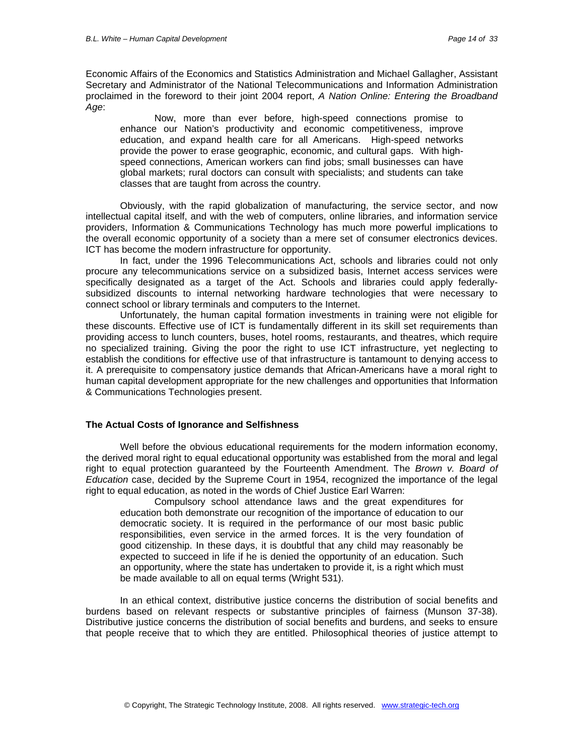Economic Affairs of the Economics and Statistics Administration and Michael Gallagher, Assistant Secretary and Administrator of the National Telecommunications and Information Administration proclaimed in the foreword to their joint 2004 report, *A Nation Online: Entering the Broadband Age*:

> Now, more than ever before, high-speed connections promise to enhance our Nation's productivity and economic competitiveness, improve education, and expand health care for all Americans. High-speed networks provide the power to erase geographic, economic, and cultural gaps. With high-speed connections, American workers can find jobs; small businesses can have global markets; rural doctors can consult with specialists; and students can take classes that are taught from across the country.

Obviously, with the rapid globalization of manufacturing, the service sector, and now intellectual capital itself, and with the web of computers, online libraries, and information service providers, Information & Communications Technology has much more powerful implications to the overall economic opportunity of a society than a mere set of consumer electronics devices. ICT has become the modern infrastructure for opportunity.

In fact, under the 1996 Telecommunications Act, schools and libraries could not only procure any telecommunications service on a subsidized basis, Internet access services were specifically designated as a target of the Act. Schools and libraries could apply federally-subsidized discounts to internal networking hardware technologies that were necessary to connect school or library terminals and computers to the Internet.

Unfortunately, the human capital formation investments in training were not eligible for these discounts. Effective use of ICT is fundamentally different in its skill set requirements than providing access to lunch counters, buses, hotel rooms, restaurants, and theatres, which require no specialized training. Giving the poor the right to use ICT infrastructure, yet neglecting to establish the conditions for effective use of that infrastructure is tantamount to denying access to it. A prerequisite to compensatory justice demands that African-Americans have a moral right to human capital development appropriate for the new challenges and opportunities that Information & Communications Technologies present.

**The Actual Costs of Ignorance and Selfishness**

Well before the obvious educational requirements for the modern information economy, the derived moral right to equal educational opportunity was established from the moral and legal right to equal protection guaranteed by the Fourteenth Amendment. The *Brown v. Board of Education* case, decided by the Supreme Court in 1954, recognized the importance of the legal right to equal education, as noted in the words of Chief Justice Earl Warren:

> Compulsory school attendance laws and the great expenditures for education both demonstrate our recognition of the importance of education to our democratic society. It is required in the performance of our most basic public responsibilities, even service in the armed forces. It is the very foundation of good citizenship. In these days, it is doubtful that any child may reasonably be expected to succeed in life if he is denied the opportunity of an education. Such an opportunity, where the state has undertaken to provide it, is a right which must be made available to all on equal terms (Wright 531).

In an ethical context, distributive justice concerns the distribution of social benefits and burdens based on relevant respects or substantive principles of fairness (Munson 37-38). Distributive justice concerns the distribution of social benefits and burdens, and seeks to ensure that people receive that to which they are entitled. Philosophical theories of justice attempt to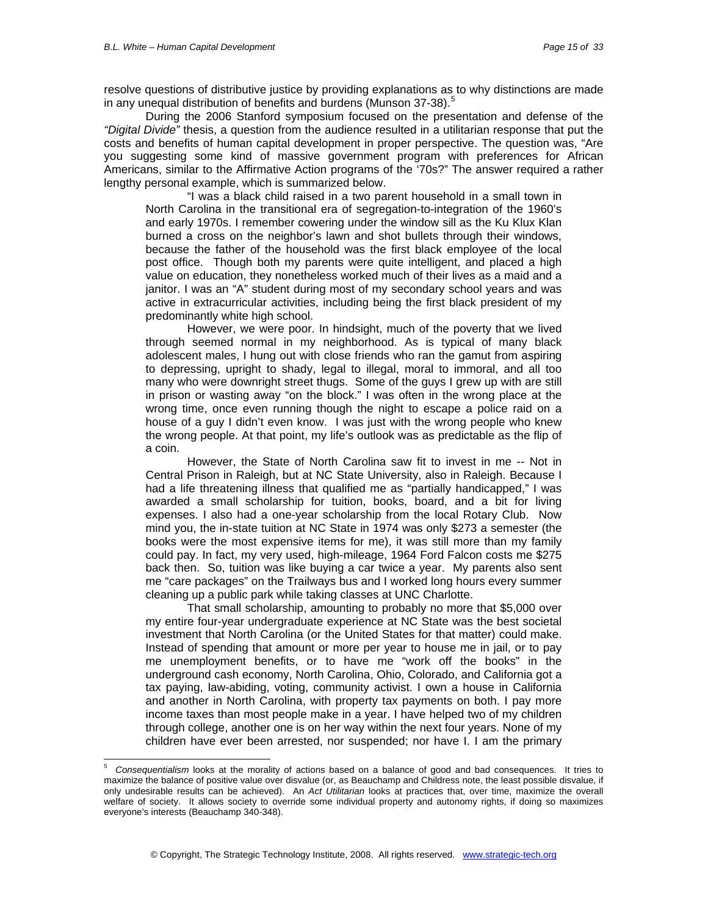resolve questions of distributive justice by providing explanations as to why distinctions are made in any unequal distribution of benefits and burdens (Munson 37-38).[5]

During the 2006 Stanford symposium focused on the presentation and defense of the *"Digital Divide"* thesis, a question from the audience resulted in a utilitarian response that put the costs and benefits of human capital development in proper perspective. The question was, "Are you suggesting some kind of massive government program with preferences for African Americans, similar to the Affirmative Action programs of the '70s?" The answer required a rather lengthy personal example, which is summarized below.

> "I was a black child raised in a two parent household in a small town in North Carolina in the transitional era of segregation-to-integration of the 1960's and early 1970s. I remember cowering under the window sill as the Ku Klux Klan burned a cross on the neighbor's lawn and shot bullets through their windows, because the father of the household was the first black employee of the local post office. Though both my parents were quite intelligent, and placed a high value on education, they nonetheless worked much of their lives as a maid and a janitor. I was an "A" student during most of my secondary school years and was active in extracurricular activities, including being the first black president of my predominantly white high school.
>
> However, we were poor. In hindsight, much of the poverty that we lived through seemed normal in my neighborhood. As is typical of many black adolescent males, I hung out with close friends who ran the gamut from aspiring to depressing, upright to shady, legal to illegal, moral to immoral, and all too many who were downright street thugs. Some of the guys I grew up with are still in prison or wasting away "on the block." I was often in the wrong place at the wrong time, once even running though the night to escape a police raid on a house of a guy I didn't even know. I was just with the wrong people who knew the wrong people. At that point, my life's outlook was as predictable as the flip of a coin.
>
> However, the State of North Carolina saw fit to invest in me -- Not in Central Prison in Raleigh, but at NC State University, also in Raleigh. Because I had a life threatening illness that qualified me as "partially handicapped," I was awarded a small scholarship for tuition, books, board, and a bit for living expenses. I also had a one-year scholarship from the local Rotary Club. Now mind you, the in-state tuition at NC State in 1974 was only $273 a semester (the books were the most expensive items for me), it was still more than my family could pay. In fact, my very used, high-mileage, 1964 Ford Falcon costs me $275 back then. So, tuition was like buying a car twice a year. My parents also sent me "care packages" on the Trailways bus and I worked long hours every summer cleaning up a public park while taking classes at UNC Charlotte.
>
> That small scholarship, amounting to probably no more that $5,000 over my entire four-year undergraduate experience at NC State was the best societal investment that North Carolina (or the United States for that matter) could make. Instead of spending that amount or more per year to house me in jail, or to pay me unemployment benefits, or to have me "work off the books" in the underground cash economy, North Carolina, Ohio, Colorado, and California got a tax paying, law-abiding, voting, community activist. I own a house in California and another in North Carolina, with property tax payments on both. I pay more income taxes than most people make in a year. I have helped two of my children through college, another one is on her way within the next four years. None of my children have ever been arrested, nor suspended; nor have I. I am the primary

---

[5] *Consequentialism* looks at the morality of actions based on a balance of good and bad consequences. It tries to maximize the balance of positive value over disvalue (or, as Beauchamp and Childress note, the least possible disvalue, if only undesirable results can be achieved). An *Act Utilitarian* looks at practices that, over time, maximize the overall welfare of society. It allows society to override some individual property and autonomy rights, if doing so maximizes everyone's interests (Beauchamp 340-348).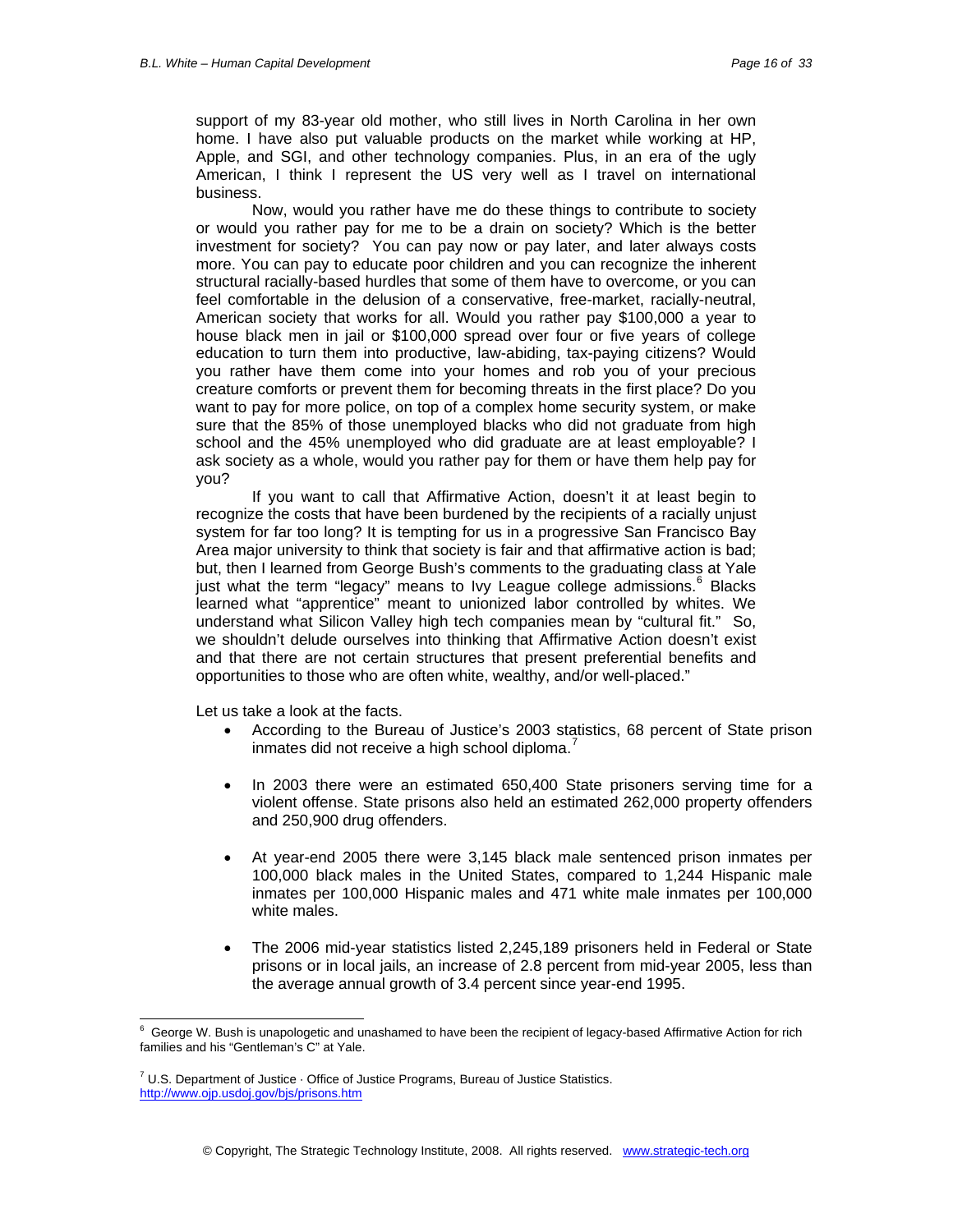support of my 83-year old mother, who still lives in North Carolina in her own home. I have also put valuable products on the market while working at HP, Apple, and SGI, and other technology companies. Plus, in an era of the ugly American, I think I represent the US very well as I travel on international business.

Now, would you rather have me do these things to contribute to society or would you rather pay for me to be a drain on society? Which is the better investment for society? You can pay now or pay later, and later always costs more. You can pay to educate poor children and you can recognize the inherent structural racially-based hurdles that some of them have to overcome, or you can feel comfortable in the delusion of a conservative, free-market, racially-neutral, American society that works for all. Would you rather pay $100,000 a year to house black men in jail or $100,000 spread over four or five years of college education to turn them into productive, law-abiding, tax-paying citizens? Would you rather have them come into your homes and rob you of your precious creature comforts or prevent them for becoming threats in the first place? Do you want to pay for more police, on top of a complex home security system, or make sure that the 85% of those unemployed blacks who did not graduate from high school and the 45% unemployed who did graduate are at least employable? I ask society as a whole, would you rather pay for them or have them help pay for you?

If you want to call that Affirmative Action, doesn't it at least begin to recognize the costs that have been burdened by the recipients of a racially unjust system for far too long? It is tempting for us in a progressive San Francisco Bay Area major university to think that society is fair and that affirmative action is bad; but, then I learned from George Bush's comments to the graduating class at Yale just what the term "legacy" means to Ivy League college admissions.[6] Blacks learned what "apprentice" meant to unionized labor controlled by whites. We understand what Silicon Valley high tech companies mean by "cultural fit." So, we shouldn't delude ourselves into thinking that Affirmative Action doesn't exist and that there are not certain structures that present preferential benefits and opportunities to those who are often white, wealthy, and/or well-placed."

Let us take a look at the facts.

- According to the Bureau of Justice's 2003 statistics, 68 percent of State prison inmates did not receive a high school diploma.[7]
- In 2003 there were an estimated 650,400 State prisoners serving time for a violent offense. State prisons also held an estimated 262,000 property offenders and 250,900 drug offenders.
- At year-end 2005 there were 3,145 black male sentenced prison inmates per 100,000 black males in the United States, compared to 1,244 Hispanic male inmates per 100,000 Hispanic males and 471 white male inmates per 100,000 white males.
- The 2006 mid-year statistics listed 2,245,189 prisoners held in Federal or State prisons or in local jails, an increase of 2.8 percent from mid-year 2005, less than the average annual growth of 3.4 percent since year-end 1995.

---

[6] George W. Bush is unapologetic and unashamed to have been the recipient of legacy-based Affirmative Action for rich families and his "Gentleman's C" at Yale.

[7] U.S. Department of Justice · Office of Justice Programs, Bureau of Justice Statistics. http://www.ojp.usdoj.gov/bjs/prisons.htm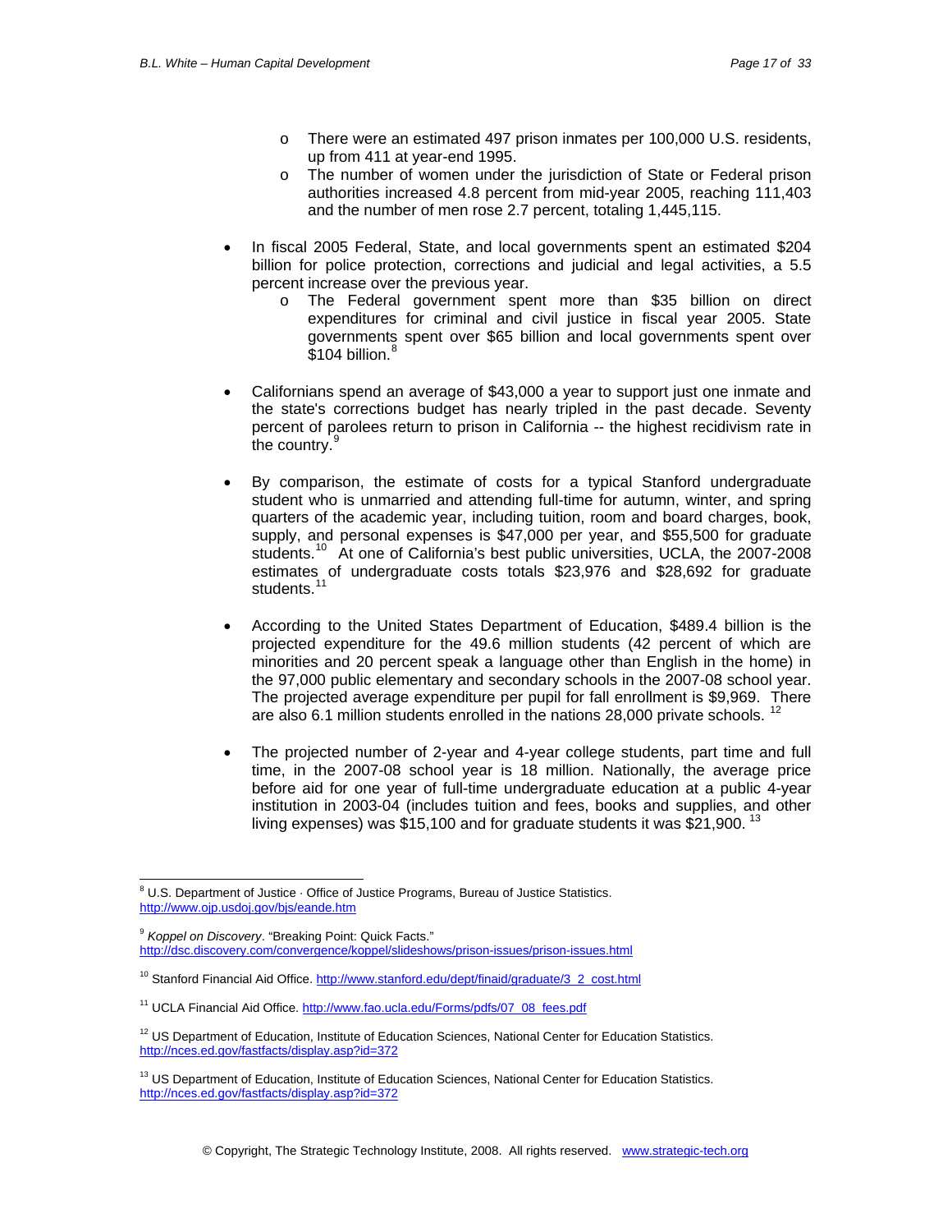- There were an estimated 497 prison inmates per 100,000 U.S. residents, up from 411 at year-end 1995.
  - The number of women under the jurisdiction of State or Federal prison authorities increased 4.8 percent from mid-year 2005, reaching 111,403 and the number of men rose 2.7 percent, totaling 1,445,115.

- In fiscal 2005 Federal, State, and local governments spent an estimated $204 billion for police protection, corrections and judicial and legal activities, a 5.5 percent increase over the previous year.
  - The Federal government spent more than $35 billion on direct expenditures for criminal and civil justice in fiscal year 2005. State governments spent over $65 billion and local governments spent over $104 billion.[8]

- Californians spend an average of $43,000 a year to support just one inmate and the state's corrections budget has nearly tripled in the past decade. Seventy percent of parolees return to prison in California -- the highest recidivism rate in the country.[9]

- By comparison, the estimate of costs for a typical Stanford undergraduate student who is unmarried and attending full-time for autumn, winter, and spring quarters of the academic year, including tuition, room and board charges, book, supply, and personal expenses is $47,000 per year, and $55,500 for graduate students.[10] At one of California's best public universities, UCLA, the 2007-2008 estimates of undergraduate costs totals $23,976 and $28,692 for graduate students.[11]

- According to the United States Department of Education, $489.4 billion is the projected expenditure for the 49.6 million students (42 percent of which are minorities and 20 percent speak a language other than English in the home) in the 97,000 public elementary and secondary schools in the 2007-08 school year. The projected average expenditure per pupil for fall enrollment is $9,969. There are also 6.1 million students enrolled in the nations 28,000 private schools. [12]

- The projected number of 2-year and 4-year college students, part time and full time, in the 2007-08 school year is 18 million. Nationally, the average price before aid for one year of full-time undergraduate education at a public 4-year institution in 2003-04 (includes tuition and fees, books and supplies, and other living expenses) was $15,100 and for graduate students it was $21,900. [13]

---

[8] U.S. Department of Justice · Office of Justice Programs, Bureau of Justice Statistics. http://www.ojp.usdoj.gov/bjs/eande.htm

[9] *Koppel on Discovery*. "Breaking Point: Quick Facts." http://dsc.discovery.com/convergence/koppel/slideshows/prison-issues/prison-issues.html

[10] Stanford Financial Aid Office. http://www.stanford.edu/dept/finaid/graduate/3_2_cost.html

[11] UCLA Financial Aid Office. http://www.fao.ucla.edu/Forms/pdfs/07_08_fees.pdf

[12] US Department of Education, Institute of Education Sciences, National Center for Education Statistics. http://nces.ed.gov/fastfacts/display.asp?id=372

[13] US Department of Education, Institute of Education Sciences, National Center for Education Statistics. http://nces.ed.gov/fastfacts/display.asp?id=372

© Copyright, The Strategic Technology Institute, 2008. All rights reserved. www.strategic-tech.org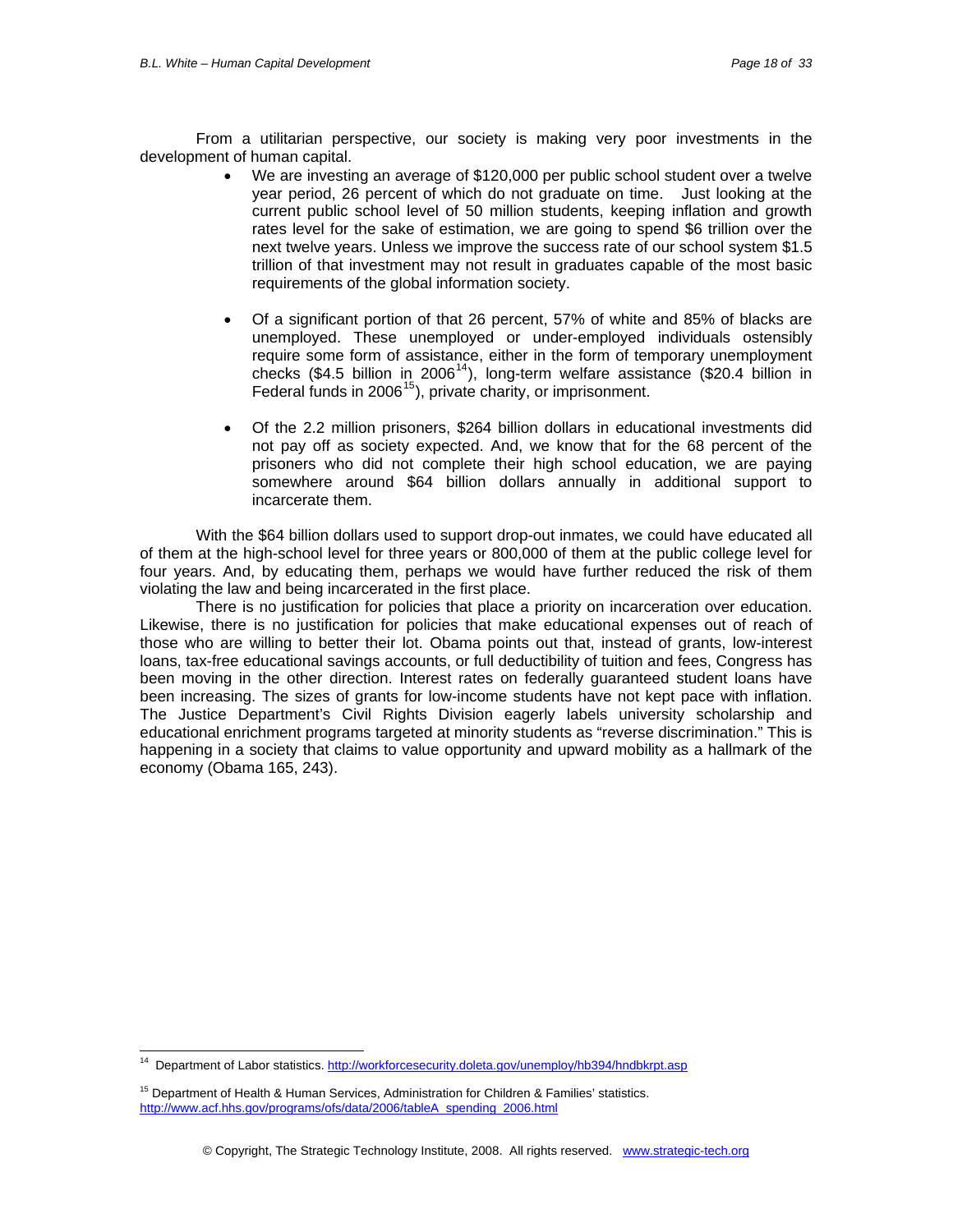From a utilitarian perspective, our society is making very poor investments in the development of human capital.

- We are investing an average of $120,000 per public school student over a twelve year period, 26 percent of which do not graduate on time. Just looking at the current public school level of 50 million students, keeping inflation and growth rates level for the sake of estimation, we are going to spend $6 trillion over the next twelve years. Unless we improve the success rate of our school system $1.5 trillion of that investment may not result in graduates capable of the most basic requirements of the global information society.

- Of a significant portion of that 26 percent, 57% of white and 85% of blacks are unemployed. These unemployed or under-employed individuals ostensibly require some form of assistance, either in the form of temporary unemployment checks ($4.5 billion in 2006[14]), long-term welfare assistance ($20.4 billion in Federal funds in 2006[15]), private charity, or imprisonment.

- Of the 2.2 million prisoners, $264 billion dollars in educational investments did not pay off as society expected. And, we know that for the 68 percent of the prisoners who did not complete their high school education, we are paying somewhere around $64 billion dollars annually in additional support to incarcerate them.

With the $64 billion dollars used to support drop-out inmates, we could have educated all of them at the high-school level for three years or 800,000 of them at the public college level for four years. And, by educating them, perhaps we would have further reduced the risk of them violating the law and being incarcerated in the first place.

There is no justification for policies that place a priority on incarceration over education. Likewise, there is no justification for policies that make educational expenses out of reach of those who are willing to better their lot. Obama points out that, instead of grants, low-interest loans, tax-free educational savings accounts, or full deductibility of tuition and fees, Congress has been moving in the other direction. Interest rates on federally guaranteed student loans have been increasing. The sizes of grants for low-income students have not kept pace with inflation. The Justice Department's Civil Rights Division eagerly labels university scholarship and educational enrichment programs targeted at minority students as "reverse discrimination." This is happening in a society that claims to value opportunity and upward mobility as a hallmark of the economy (Obama 165, 243).

---

[14] Department of Labor statistics. http://workforcesecurity.doleta.gov/unemploy/hb394/hndbkrpt.asp

[15] Department of Health & Human Services, Administration for Children & Families' statistics. http://www.acf.hhs.gov/programs/ofs/data/2006/tableA_spending_2006.html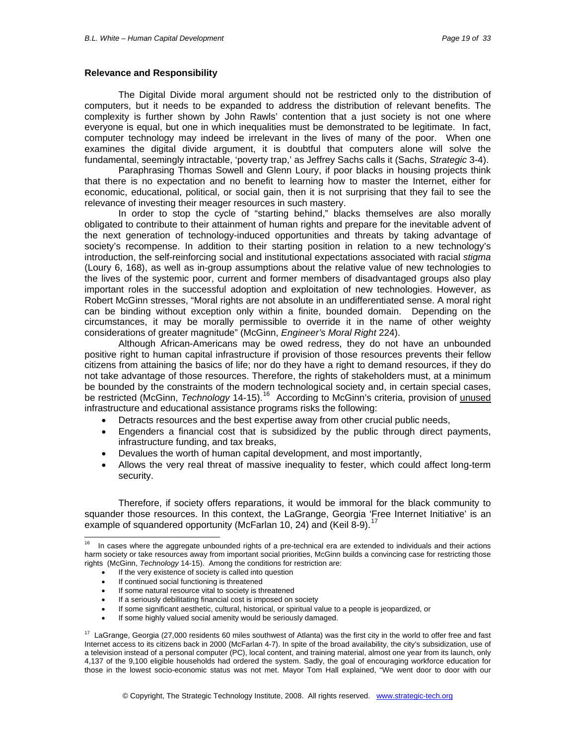**Relevance and Responsibility**

The Digital Divide moral argument should not be restricted only to the distribution of computers, but it needs to be expanded to address the distribution of relevant benefits. The complexity is further shown by John Rawls' contention that a just society is not one where everyone is equal, but one in which inequalities must be demonstrated to be legitimate. In fact, computer technology may indeed be irrelevant in the lives of many of the poor. When one examines the digital divide argument, it is doubtful that computers alone will solve the fundamental, seemingly intractable, 'poverty trap,' as Jeffrey Sachs calls it (Sachs, *Strategic* 3-4).

Paraphrasing Thomas Sowell and Glenn Loury, if poor blacks in housing projects think that there is no expectation and no benefit to learning how to master the Internet, either for economic, educational, political, or social gain, then it is not surprising that they fail to see the relevance of investing their meager resources in such mastery.

In order to stop the cycle of "starting behind," blacks themselves are also morally obligated to contribute to their attainment of human rights and prepare for the inevitable advent of the next generation of technology-induced opportunities and threats by taking advantage of society's recompense. In addition to their starting position in relation to a new technology's introduction, the self-reinforcing social and institutional expectations associated with racial *stigma* (Loury 6, 168), as well as in-group assumptions about the relative value of new technologies to the lives of the systemic poor, current and former members of disadvantaged groups also play important roles in the successful adoption and exploitation of new technologies. However, as Robert McGinn stresses, "Moral rights are not absolute in an undifferentiated sense. A moral right can be binding without exception only within a finite, bounded domain. Depending on the circumstances, it may be morally permissible to override it in the name of other weighty considerations of greater magnitude" (McGinn, *Engineer's Moral Right* 224).

Although African-Americans may be owed redress, they do not have an unbounded positive right to human capital infrastructure if provision of those resources prevents their fellow citizens from attaining the basics of life; nor do they have a right to demand resources, if they do not take advantage of those resources. Therefore, the rights of stakeholders must, at a minimum be bounded by the constraints of the modern technological society and, in certain special cases, be restricted (McGinn, *Technology* 14-15).[16] According to McGinn's criteria, provision of <u>unused</u> infrastructure and educational assistance programs risks the following:

- Detracts resources and the best expertise away from other crucial public needs,
- Engenders a financial cost that is subsidized by the public through direct payments, infrastructure funding, and tax breaks,
- Devalues the worth of human capital development, and most importantly,
- Allows the very real threat of massive inequality to fester, which could affect long-term security.

Therefore, if society offers reparations, it would be immoral for the black community to squander those resources. In this context, the LaGrange, Georgia 'Free Internet Initiative' is an example of squandered opportunity (McFarlan 10, 24) and (Keil 8-9).[17]

---

[16] In cases where the aggregate unbounded rights of a pre-technical era are extended to individuals and their actions harm society or take resources away from important social priorities, McGinn builds a convincing case for restricting those rights (McGinn, *Technology* 14-15). Among the conditions for restriction are:

- If the very existence of society is called into question
- If continued social functioning is threatened
- If some natural resource vital to society is threatened
- If a seriously debilitating financial cost is imposed on society
- If some significant aesthetic, cultural, historical, or spiritual value to a people is jeopardized, or
- If some highly valued social amenity would be seriously damaged.

[17] LaGrange, Georgia (27,000 residents 60 miles southwest of Atlanta) was the first city in the world to offer free and fast Internet access to its citizens back in 2000 (McFarlan 4-7). In spite of the broad availability, the city's subsidization, use of a television instead of a personal computer (PC), local content, and training material, almost one year from its launch, only 4,137 of the 9,100 eligible households had ordered the system. Sadly, the goal of encouraging workforce education for those in the lowest socio-economic status was not met. Mayor Tom Hall explained, "We went door to door with our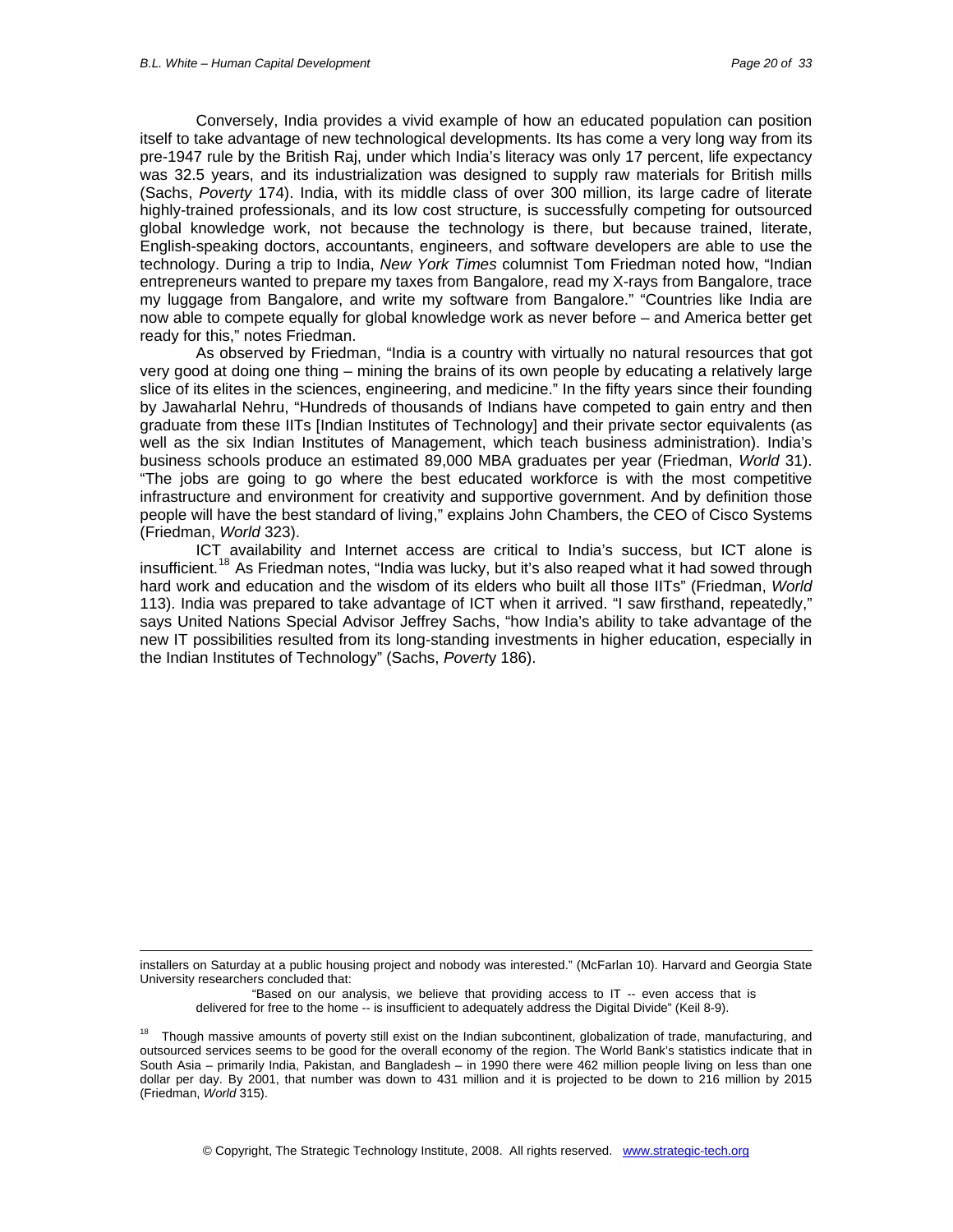Conversely, India provides a vivid example of how an educated population can position itself to take advantage of new technological developments. Its has come a very long way from its pre-1947 rule by the British Raj, under which India's literacy was only 17 percent, life expectancy was 32.5 years, and its industrialization was designed to supply raw materials for British mills (Sachs, *Poverty* 174). India, with its middle class of over 300 million, its large cadre of literate highly-trained professionals, and its low cost structure, is successfully competing for outsourced global knowledge work, not because the technology is there, but because trained, literate, English-speaking doctors, accountants, engineers, and software developers are able to use the technology. During a trip to India, *New York Times* columnist Tom Friedman noted how, "Indian entrepreneurs wanted to prepare my taxes from Bangalore, read my X-rays from Bangalore, trace my luggage from Bangalore, and write my software from Bangalore." "Countries like India are now able to compete equally for global knowledge work as never before – and America better get ready for this," notes Friedman.

As observed by Friedman, "India is a country with virtually no natural resources that got very good at doing one thing – mining the brains of its own people by educating a relatively large slice of its elites in the sciences, engineering, and medicine." In the fifty years since their founding by Jawaharlal Nehru, "Hundreds of thousands of Indians have competed to gain entry and then graduate from these IITs [Indian Institutes of Technology] and their private sector equivalents (as well as the six Indian Institutes of Management, which teach business administration). India's business schools produce an estimated 89,000 MBA graduates per year (Friedman, *World* 31). "The jobs are going to go where the best educated workforce is with the most competitive infrastructure and environment for creativity and supportive government. And by definition those people will have the best standard of living," explains John Chambers, the CEO of Cisco Systems (Friedman, *World* 323).

ICT availability and Internet access are critical to India's success, but ICT alone is insufficient.[18] As Friedman notes, "India was lucky, but it's also reaped what it had sowed through hard work and education and the wisdom of its elders who built all those IITs" (Friedman, *World* 113). India was prepared to take advantage of ICT when it arrived. "I saw firsthand, repeatedly," says United Nations Special Advisor Jeffrey Sachs, "how India's ability to take advantage of the new IT possibilities resulted from its long-standing investments in higher education, especially in the Indian Institutes of Technology" (Sachs, *Poverty* 186).

---

installers on Saturday at a public housing project and nobody was interested." (McFarlan 10). Harvard and Georgia State University researchers concluded that:

> "Based on our analysis, we believe that providing access to IT -- even access that is delivered for free to the home -- is insufficient to adequately address the Digital Divide" (Keil 8-9).

[18] Though massive amounts of poverty still exist on the Indian subcontinent, globalization of trade, manufacturing, and outsourced services seems to be good for the overall economy of the region. The World Bank's statistics indicate that in South Asia – primarily India, Pakistan, and Bangladesh – in 1990 there were 462 million people living on less than one dollar per day. By 2001, that number was down to 431 million and it is projected to be down to 216 million by 2015 (Friedman, *World* 315).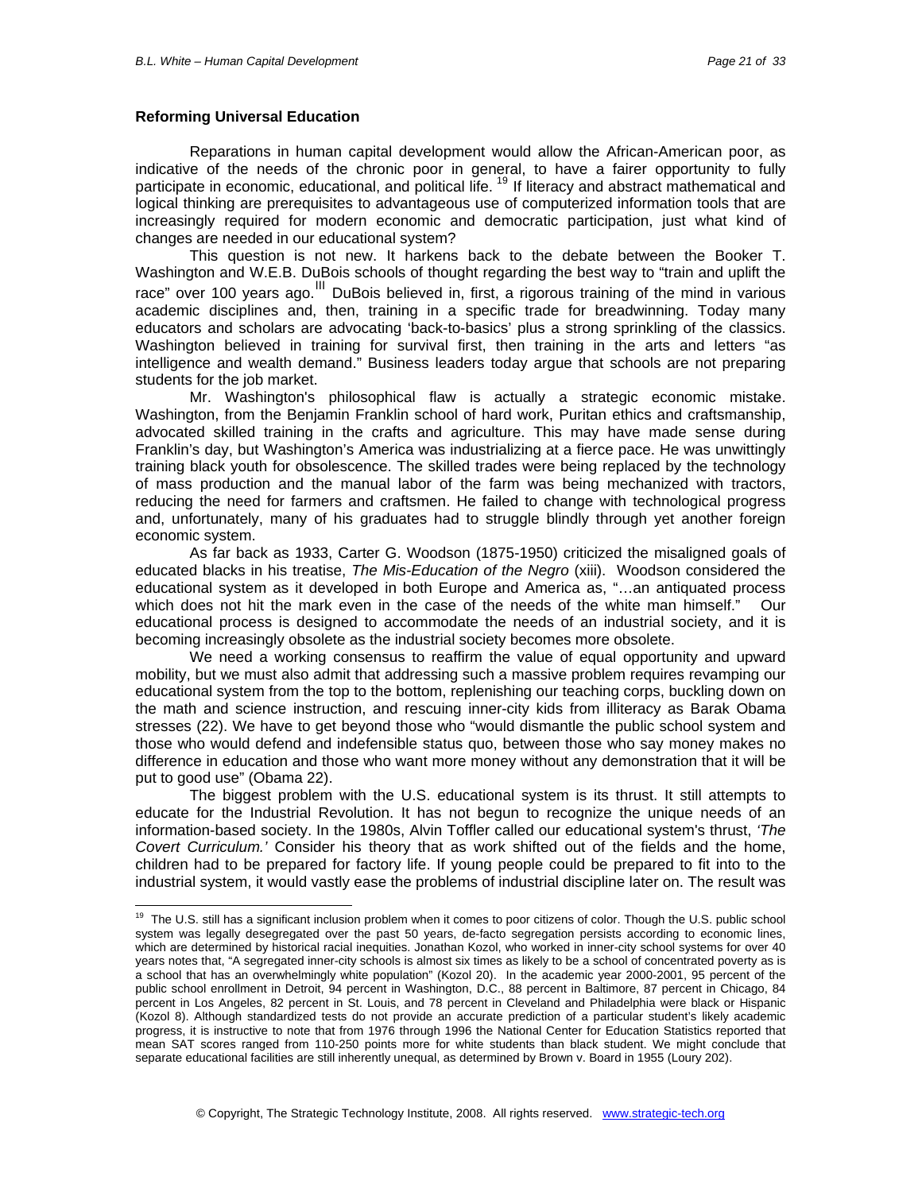**Reforming Universal Education**

Reparations in human capital development would allow the African-American poor, as indicative of the needs of the chronic poor in general, to have a fairer opportunity to fully participate in economic, educational, and political life. [19] If literacy and abstract mathematical and logical thinking are prerequisites to advantageous use of computerized information tools that are increasingly required for modern economic and democratic participation, just what kind of changes are needed in our educational system?

This question is not new. It harkens back to the debate between the Booker T. Washington and W.E.B. DuBois schools of thought regarding the best way to "train and uplift the race" over 100 years ago.[lll] DuBois believed in, first, a rigorous training of the mind in various academic disciplines and, then, training in a specific trade for breadwinning. Today many educators and scholars are advocating 'back-to-basics' plus a strong sprinkling of the classics. Washington believed in training for survival first, then training in the arts and letters "as intelligence and wealth demand." Business leaders today argue that schools are not preparing students for the job market.

Mr. Washington's philosophical flaw is actually a strategic economic mistake. Washington, from the Benjamin Franklin school of hard work, Puritan ethics and craftsmanship, advocated skilled training in the crafts and agriculture. This may have made sense during Franklin's day, but Washington's America was industrializing at a fierce pace. He was unwittingly training black youth for obsolescence. The skilled trades were being replaced by the technology of mass production and the manual labor of the farm was being mechanized with tractors, reducing the need for farmers and craftsmen. He failed to change with technological progress and, unfortunately, many of his graduates had to struggle blindly through yet another foreign economic system.

As far back as 1933, Carter G. Woodson (1875-1950) criticized the misaligned goals of educated blacks in his treatise, *The Mis-Education of the Negro* (xiii). Woodson considered the educational system as it developed in both Europe and America as, "…an antiquated process which does not hit the mark even in the case of the needs of the white man himself." Our educational process is designed to accommodate the needs of an industrial society, and it is becoming increasingly obsolete as the industrial society becomes more obsolete.

We need a working consensus to reaffirm the value of equal opportunity and upward mobility, but we must also admit that addressing such a massive problem requires revamping our educational system from the top to the bottom, replenishing our teaching corps, buckling down on the math and science instruction, and rescuing inner-city kids from illiteracy as Barak Obama stresses (22). We have to get beyond those who "would dismantle the public school system and those who would defend and indefensible status quo, between those who say money makes no difference in education and those who want more money without any demonstration that it will be put to good use" (Obama 22).

The biggest problem with the U.S. educational system is its thrust. It still attempts to educate for the Industrial Revolution. It has not begun to recognize the unique needs of an information-based society. In the 1980s, Alvin Toffler called our educational system's thrust, *'The Covert Curriculum.'* Consider his theory that as work shifted out of the fields and the home, children had to be prepared for factory life. If young people could be prepared to fit into to the industrial system, it would vastly ease the problems of industrial discipline later on. The result was

---

[19] The U.S. still has a significant inclusion problem when it comes to poor citizens of color. Though the U.S. public school system was legally desegregated over the past 50 years, de-facto segregation persists according to economic lines, which are determined by historical racial inequities. Jonathan Kozol, who worked in inner-city school systems for over 40 years notes that, "A segregated inner-city schools is almost six times as likely to be a school of concentrated poverty as is a school that has an overwhelmingly white population" (Kozol 20). In the academic year 2000-2001, 95 percent of the public school enrollment in Detroit, 94 percent in Washington, D.C., 88 percent in Baltimore, 87 percent in Chicago, 84 percent in Los Angeles, 82 percent in St. Louis, and 78 percent in Cleveland and Philadelphia were black or Hispanic (Kozol 8). Although standardized tests do not provide an accurate prediction of a particular student's likely academic progress, it is instructive to note that from 1976 through 1996 the National Center for Education Statistics reported that mean SAT scores ranged from 110-250 points more for white students than black student. We might conclude that separate educational facilities are still inherently unequal, as determined by Brown v. Board in 1955 (Loury 202).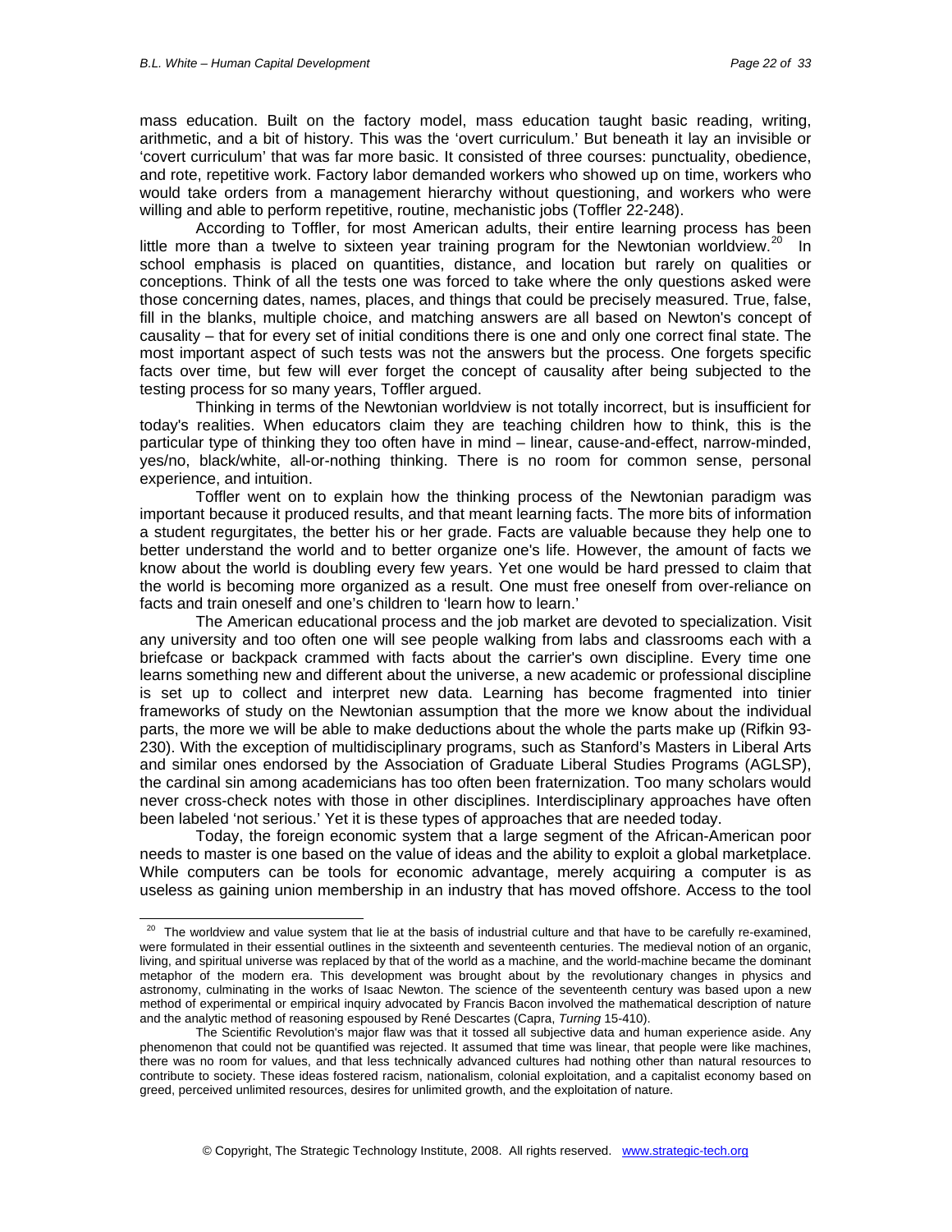mass education. Built on the factory model, mass education taught basic reading, writing, arithmetic, and a bit of history. This was the 'overt curriculum.' But beneath it lay an invisible or 'covert curriculum' that was far more basic. It consisted of three courses: punctuality, obedience, and rote, repetitive work. Factory labor demanded workers who showed up on time, workers who would take orders from a management hierarchy without questioning, and workers who were willing and able to perform repetitive, routine, mechanistic jobs (Toffler 22-248).

According to Toffler, for most American adults, their entire learning process has been little more than a twelve to sixteen year training program for the Newtonian worldview.[20] In school emphasis is placed on quantities, distance, and location but rarely on qualities or conceptions. Think of all the tests one was forced to take where the only questions asked were those concerning dates, names, places, and things that could be precisely measured. True, false, fill in the blanks, multiple choice, and matching answers are all based on Newton's concept of causality – that for every set of initial conditions there is one and only one correct final state. The most important aspect of such tests was not the answers but the process. One forgets specific facts over time, but few will ever forget the concept of causality after being subjected to the testing process for so many years, Toffler argued.

Thinking in terms of the Newtonian worldview is not totally incorrect, but is insufficient for today's realities. When educators claim they are teaching children how to think, this is the particular type of thinking they too often have in mind – linear, cause-and-effect, narrow-minded, yes/no, black/white, all-or-nothing thinking. There is no room for common sense, personal experience, and intuition.

Toffler went on to explain how the thinking process of the Newtonian paradigm was important because it produced results, and that meant learning facts. The more bits of information a student regurgitates, the better his or her grade. Facts are valuable because they help one to better understand the world and to better organize one's life. However, the amount of facts we know about the world is doubling every few years. Yet one would be hard pressed to claim that the world is becoming more organized as a result. One must free oneself from over-reliance on facts and train oneself and one's children to 'learn how to learn.'

The American educational process and the job market are devoted to specialization. Visit any university and too often one will see people walking from labs and classrooms each with a briefcase or backpack crammed with facts about the carrier's own discipline. Every time one learns something new and different about the universe, a new academic or professional discipline is set up to collect and interpret new data. Learning has become fragmented into tinier frameworks of study on the Newtonian assumption that the more we know about the individual parts, the more we will be able to make deductions about the whole the parts make up (Rifkin 93-230). With the exception of multidisciplinary programs, such as Stanford's Masters in Liberal Arts and similar ones endorsed by the Association of Graduate Liberal Studies Programs (AGLSP), the cardinal sin among academicians has too often been fraternization. Too many scholars would never cross-check notes with those in other disciplines. Interdisciplinary approaches have often been labeled 'not serious.' Yet it is these types of approaches that are needed today.

Today, the foreign economic system that a large segment of the African-American poor needs to master is one based on the value of ideas and the ability to exploit a global marketplace. While computers can be tools for economic advantage, merely acquiring a computer is as useless as gaining union membership in an industry that has moved offshore. Access to the tool

---

[20] The worldview and value system that lie at the basis of industrial culture and that have to be carefully re-examined, were formulated in their essential outlines in the sixteenth and seventeenth centuries. The medieval notion of an organic, living, and spiritual universe was replaced by that of the world as a machine, and the world-machine became the dominant metaphor of the modern era. This development was brought about by the revolutionary changes in physics and astronomy, culminating in the works of Isaac Newton. The science of the seventeenth century was based upon a new method of experimental or empirical inquiry advocated by Francis Bacon involved the mathematical description of nature and the analytic method of reasoning espoused by René Descartes (Capra, *Turning* 15-410).

The Scientific Revolution's major flaw was that it tossed all subjective data and human experience aside. Any phenomenon that could not be quantified was rejected. It assumed that time was linear, that people were like machines, there was no room for values, and that less technically advanced cultures had nothing other than natural resources to contribute to society. These ideas fostered racism, nationalism, colonial exploitation, and a capitalist economy based on greed, perceived unlimited resources, desires for unlimited growth, and the exploitation of nature.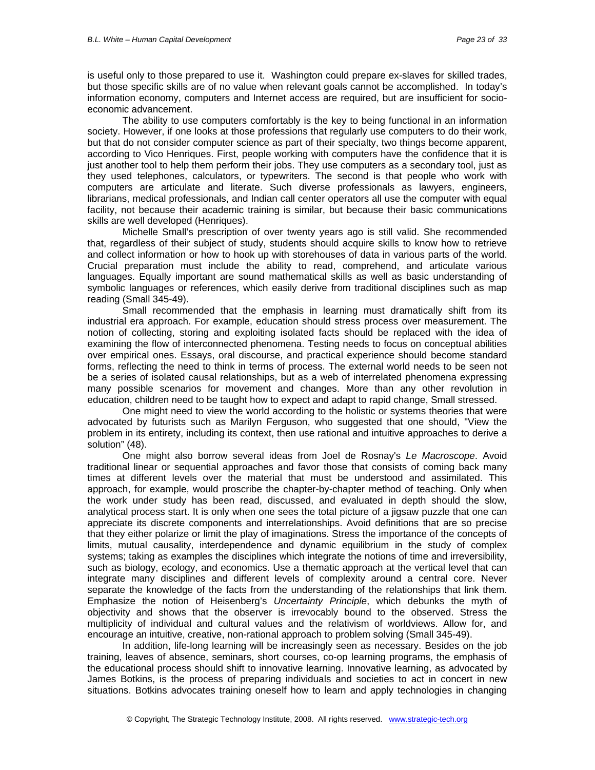is useful only to those prepared to use it. Washington could prepare ex-slaves for skilled trades, but those specific skills are of no value when relevant goals cannot be accomplished. In today's information economy, computers and Internet access are required, but are insufficient for socio-economic advancement.

The ability to use computers comfortably is the key to being functional in an information society. However, if one looks at those professions that regularly use computers to do their work, but that do not consider computer science as part of their specialty, two things become apparent, according to Vico Henriques. First, people working with computers have the confidence that it is just another tool to help them perform their jobs. They use computers as a secondary tool, just as they used telephones, calculators, or typewriters. The second is that people who work with computers are articulate and literate. Such diverse professionals as lawyers, engineers, librarians, medical professionals, and Indian call center operators all use the computer with equal facility, not because their academic training is similar, but because their basic communications skills are well developed (Henriques).

Michelle Small's prescription of over twenty years ago is still valid. She recommended that, regardless of their subject of study, students should acquire skills to know how to retrieve and collect information or how to hook up with storehouses of data in various parts of the world. Crucial preparation must include the ability to read, comprehend, and articulate various languages. Equally important are sound mathematical skills as well as basic understanding of symbolic languages or references, which easily derive from traditional disciplines such as map reading (Small 345-49).

Small recommended that the emphasis in learning must dramatically shift from its industrial era approach. For example, education should stress process over measurement. The notion of collecting, storing and exploiting isolated facts should be replaced with the idea of examining the flow of interconnected phenomena. Testing needs to focus on conceptual abilities over empirical ones. Essays, oral discourse, and practical experience should become standard forms, reflecting the need to think in terms of process. The external world needs to be seen not be a series of isolated causal relationships, but as a web of interrelated phenomena expressing many possible scenarios for movement and changes. More than any other revolution in education, children need to be taught how to expect and adapt to rapid change, Small stressed.

One might need to view the world according to the holistic or systems theories that were advocated by futurists such as Marilyn Ferguson, who suggested that one should, "View the problem in its entirety, including its context, then use rational and intuitive approaches to derive a solution" (48).

One might also borrow several ideas from Joel de Rosnay's *Le Macroscope*. Avoid traditional linear or sequential approaches and favor those that consists of coming back many times at different levels over the material that must be understood and assimilated. This approach, for example, would proscribe the chapter-by-chapter method of teaching. Only when the work under study has been read, discussed, and evaluated in depth should the slow, analytical process start. It is only when one sees the total picture of a jigsaw puzzle that one can appreciate its discrete components and interrelationships. Avoid definitions that are so precise that they either polarize or limit the play of imaginations. Stress the importance of the concepts of limits, mutual causality, interdependence and dynamic equilibrium in the study of complex systems; taking as examples the disciplines which integrate the notions of time and irreversibility, such as biology, ecology, and economics. Use a thematic approach at the vertical level that can integrate many disciplines and different levels of complexity around a central core. Never separate the knowledge of the facts from the understanding of the relationships that link them. Emphasize the notion of Heisenberg's *Uncertainty Principle*, which debunks the myth of objectivity and shows that the observer is irrevocably bound to the observed. Stress the multiplicity of individual and cultural values and the relativism of worldviews. Allow for, and encourage an intuitive, creative, non-rational approach to problem solving (Small 345-49).

In addition, life-long learning will be increasingly seen as necessary. Besides on the job training, leaves of absence, seminars, short courses, co-op learning programs, the emphasis of the educational process should shift to innovative learning. Innovative learning, as advocated by James Botkins, is the process of preparing individuals and societies to act in concert in new situations. Botkins advocates training oneself how to learn and apply technologies in changing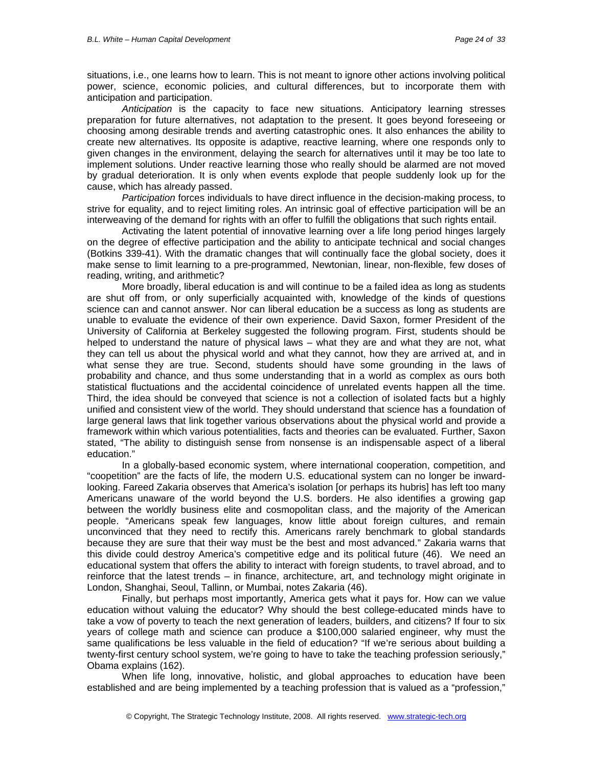situations, i.e., one learns how to learn. This is not meant to ignore other actions involving political power, science, economic policies, and cultural differences, but to incorporate them with anticipation and participation.

*Anticipation* is the capacity to face new situations. Anticipatory learning stresses preparation for future alternatives, not adaptation to the present. It goes beyond foreseeing or choosing among desirable trends and averting catastrophic ones. It also enhances the ability to create new alternatives. Its opposite is adaptive, reactive learning, where one responds only to given changes in the environment, delaying the search for alternatives until it may be too late to implement solutions. Under reactive learning those who really should be alarmed are not moved by gradual deterioration. It is only when events explode that people suddenly look up for the cause, which has already passed.

*Participation* forces individuals to have direct influence in the decision-making process, to strive for equality, and to reject limiting roles. An intrinsic goal of effective participation will be an interweaving of the demand for rights with an offer to fulfill the obligations that such rights entail.

Activating the latent potential of innovative learning over a life long period hinges largely on the degree of effective participation and the ability to anticipate technical and social changes (Botkins 339-41). With the dramatic changes that will continually face the global society, does it make sense to limit learning to a pre-programmed, Newtonian, linear, non-flexible, few doses of reading, writing, and arithmetic?

More broadly, liberal education is and will continue to be a failed idea as long as students are shut off from, or only superficially acquainted with, knowledge of the kinds of questions science can and cannot answer. Nor can liberal education be a success as long as students are unable to evaluate the evidence of their own experience. David Saxon, former President of the University of California at Berkeley suggested the following program. First, students should be helped to understand the nature of physical laws – what they are and what they are not, what they can tell us about the physical world and what they cannot, how they are arrived at, and in what sense they are true. Second, students should have some grounding in the laws of probability and chance, and thus some understanding that in a world as complex as ours both statistical fluctuations and the accidental coincidence of unrelated events happen all the time. Third, the idea should be conveyed that science is not a collection of isolated facts but a highly unified and consistent view of the world. They should understand that science has a foundation of large general laws that link together various observations about the physical world and provide a framework within which various potentialities, facts and theories can be evaluated. Further, Saxon stated, "The ability to distinguish sense from nonsense is an indispensable aspect of a liberal education."

In a globally-based economic system, where international cooperation, competition, and "coopetition" are the facts of life, the modern U.S. educational system can no longer be inward-looking. Fareed Zakaria observes that America's isolation [or perhaps its hubris] has left too many Americans unaware of the world beyond the U.S. borders. He also identifies a growing gap between the worldly business elite and cosmopolitan class, and the majority of the American people. "Americans speak few languages, know little about foreign cultures, and remain unconvinced that they need to rectify this. Americans rarely benchmark to global standards because they are sure that their way must be the best and most advanced." Zakaria warns that this divide could destroy America's competitive edge and its political future (46). We need an educational system that offers the ability to interact with foreign students, to travel abroad, and to reinforce that the latest trends – in finance, architecture, art, and technology might originate in London, Shanghai, Seoul, Tallinn, or Mumbai, notes Zakaria (46).

Finally, but perhaps most importantly, America gets what it pays for. How can we value education without valuing the educator? Why should the best college-educated minds have to take a vow of poverty to teach the next generation of leaders, builders, and citizens? If four to six years of college math and science can produce a $100,000 salaried engineer, why must the same qualifications be less valuable in the field of education? "If we're serious about building a twenty-first century school system, we're going to have to take the teaching profession seriously," Obama explains (162).

When life long, innovative, holistic, and global approaches to education have been established and are being implemented by a teaching profession that is valued as a "profession,"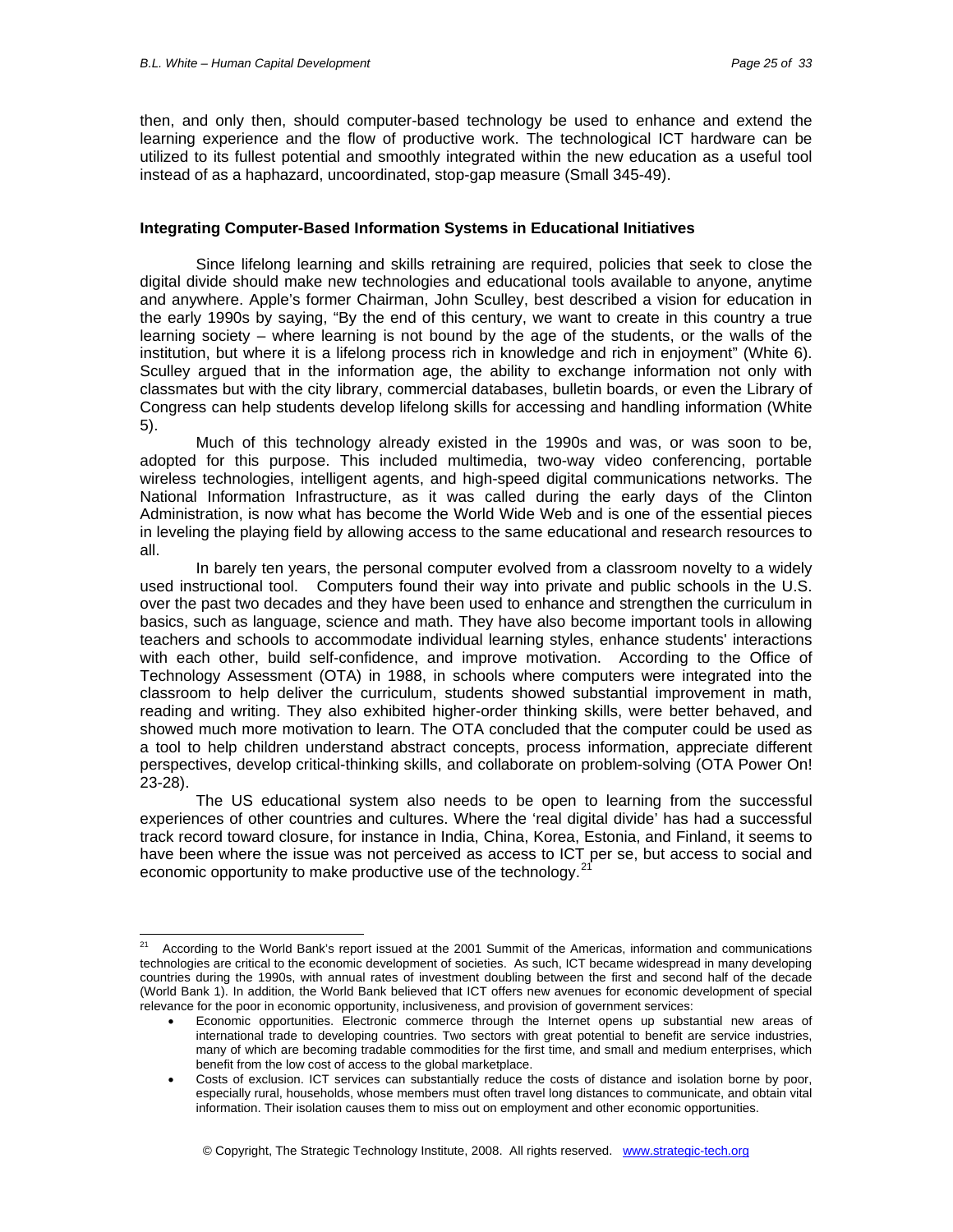then, and only then, should computer-based technology be used to enhance and extend the learning experience and the flow of productive work. The technological ICT hardware can be utilized to its fullest potential and smoothly integrated within the new education as a useful tool instead of as a haphazard, uncoordinated, stop-gap measure (Small 345-49).

**Integrating Computer-Based Information Systems in Educational Initiatives**

Since lifelong learning and skills retraining are required, policies that seek to close the digital divide should make new technologies and educational tools available to anyone, anytime and anywhere. Apple's former Chairman, John Sculley, best described a vision for education in the early 1990s by saying, "By the end of this century, we want to create in this country a true learning society – where learning is not bound by the age of the students, or the walls of the institution, but where it is a lifelong process rich in knowledge and rich in enjoyment" (White 6). Sculley argued that in the information age, the ability to exchange information not only with classmates but with the city library, commercial databases, bulletin boards, or even the Library of Congress can help students develop lifelong skills for accessing and handling information (White 5).

Much of this technology already existed in the 1990s and was, or was soon to be, adopted for this purpose. This included multimedia, two-way video conferencing, portable wireless technologies, intelligent agents, and high-speed digital communications networks. The National Information Infrastructure, as it was called during the early days of the Clinton Administration, is now what has become the World Wide Web and is one of the essential pieces in leveling the playing field by allowing access to the same educational and research resources to all.

In barely ten years, the personal computer evolved from a classroom novelty to a widely used instructional tool. Computers found their way into private and public schools in the U.S. over the past two decades and they have been used to enhance and strengthen the curriculum in basics, such as language, science and math. They have also become important tools in allowing teachers and schools to accommodate individual learning styles, enhance students' interactions with each other, build self-confidence, and improve motivation. According to the Office of Technology Assessment (OTA) in 1988, in schools where computers were integrated into the classroom to help deliver the curriculum, students showed substantial improvement in math, reading and writing. They also exhibited higher-order thinking skills, were better behaved, and showed much more motivation to learn. The OTA concluded that the computer could be used as a tool to help children understand abstract concepts, process information, appreciate different perspectives, develop critical-thinking skills, and collaborate on problem-solving (OTA Power On! 23-28).

The US educational system also needs to be open to learning from the successful experiences of other countries and cultures. Where the 'real digital divide' has had a successful track record toward closure, for instance in India, China, Korea, Estonia, and Finland, it seems to have been where the issue was not perceived as access to ICT per se, but access to social and economic opportunity to make productive use of the technology.[21]

---

[21] According to the World Bank's report issued at the 2001 Summit of the Americas, information and communications technologies are critical to the economic development of societies. As such, ICT became widespread in many developing countries during the 1990s, with annual rates of investment doubling between the first and second half of the decade (World Bank 1). In addition, the World Bank believed that ICT offers new avenues for economic development of special relevance for the poor in economic opportunity, inclusiveness, and provision of government services:

- Economic opportunities. Electronic commerce through the Internet opens up substantial new areas of international trade to developing countries. Two sectors with great potential to benefit are service industries, many of which are becoming tradable commodities for the first time, and small and medium enterprises, which benefit from the low cost of access to the global marketplace.
- Costs of exclusion. ICT services can substantially reduce the costs of distance and isolation borne by poor, especially rural, households, whose members must often travel long distances to communicate, and obtain vital information. Their isolation causes them to miss out on employment and other economic opportunities.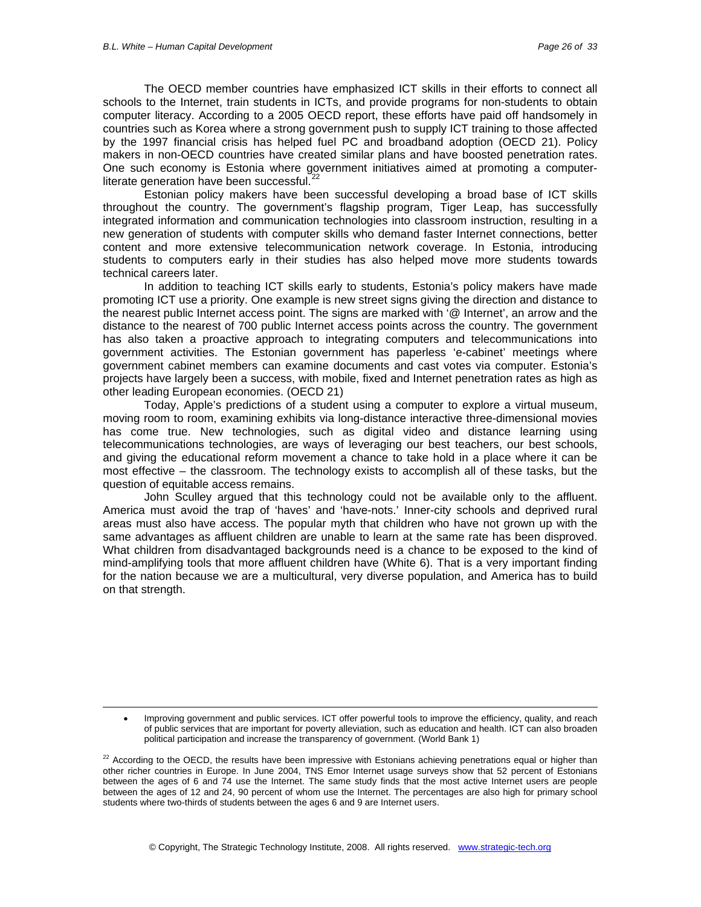The OECD member countries have emphasized ICT skills in their efforts to connect all schools to the Internet, train students in ICTs, and provide programs for non-students to obtain computer literacy. According to a 2005 OECD report, these efforts have paid off handsomely in countries such as Korea where a strong government push to supply ICT training to those affected by the 1997 financial crisis has helped fuel PC and broadband adoption (OECD 21). Policy makers in non-OECD countries have created similar plans and have boosted penetration rates. One such economy is Estonia where government initiatives aimed at promoting a computer-literate generation have been successful.[22]

Estonian policy makers have been successful developing a broad base of ICT skills throughout the country. The government's flagship program, Tiger Leap, has successfully integrated information and communication technologies into classroom instruction, resulting in a new generation of students with computer skills who demand faster Internet connections, better content and more extensive telecommunication network coverage. In Estonia, introducing students to computers early in their studies has also helped move more students towards technical careers later.

In addition to teaching ICT skills early to students, Estonia's policy makers have made promoting ICT use a priority. One example is new street signs giving the direction and distance to the nearest public Internet access point. The signs are marked with '@ Internet', an arrow and the distance to the nearest of 700 public Internet access points across the country. The government has also taken a proactive approach to integrating computers and telecommunications into government activities. The Estonian government has paperless 'e-cabinet' meetings where government cabinet members can examine documents and cast votes via computer. Estonia's projects have largely been a success, with mobile, fixed and Internet penetration rates as high as other leading European economies. (OECD 21)

Today, Apple's predictions of a student using a computer to explore a virtual museum, moving room to room, examining exhibits via long-distance interactive three-dimensional movies has come true. New technologies, such as digital video and distance learning using telecommunications technologies, are ways of leveraging our best teachers, our best schools, and giving the educational reform movement a chance to take hold in a place where it can be most effective – the classroom. The technology exists to accomplish all of these tasks, but the question of equitable access remains.

John Sculley argued that this technology could not be available only to the affluent. America must avoid the trap of 'haves' and 'have-nots.' Inner-city schools and deprived rural areas must also have access. The popular myth that children who have not grown up with the same advantages as affluent children are unable to learn at the same rate has been disproved. What children from disadvantaged backgrounds need is a chance to be exposed to the kind of mind-amplifying tools that more affluent children have (White 6). That is a very important finding for the nation because we are a multicultural, very diverse population, and America has to build on that strength.

---

- Improving government and public services. ICT offer powerful tools to improve the efficiency, quality, and reach of public services that are important for poverty alleviation, such as education and health. ICT can also broaden political participation and increase the transparency of government. (World Bank 1)

[22] According to the OECD, the results have been impressive with Estonians achieving penetrations equal or higher than other richer countries in Europe. In June 2004, TNS Emor Internet usage surveys show that 52 percent of Estonians between the ages of 6 and 74 use the Internet. The same study finds that the most active Internet users are people between the ages of 12 and 24, 90 percent of whom use the Internet. The percentages are also high for primary school students where two-thirds of students between the ages 6 and 9 are Internet users.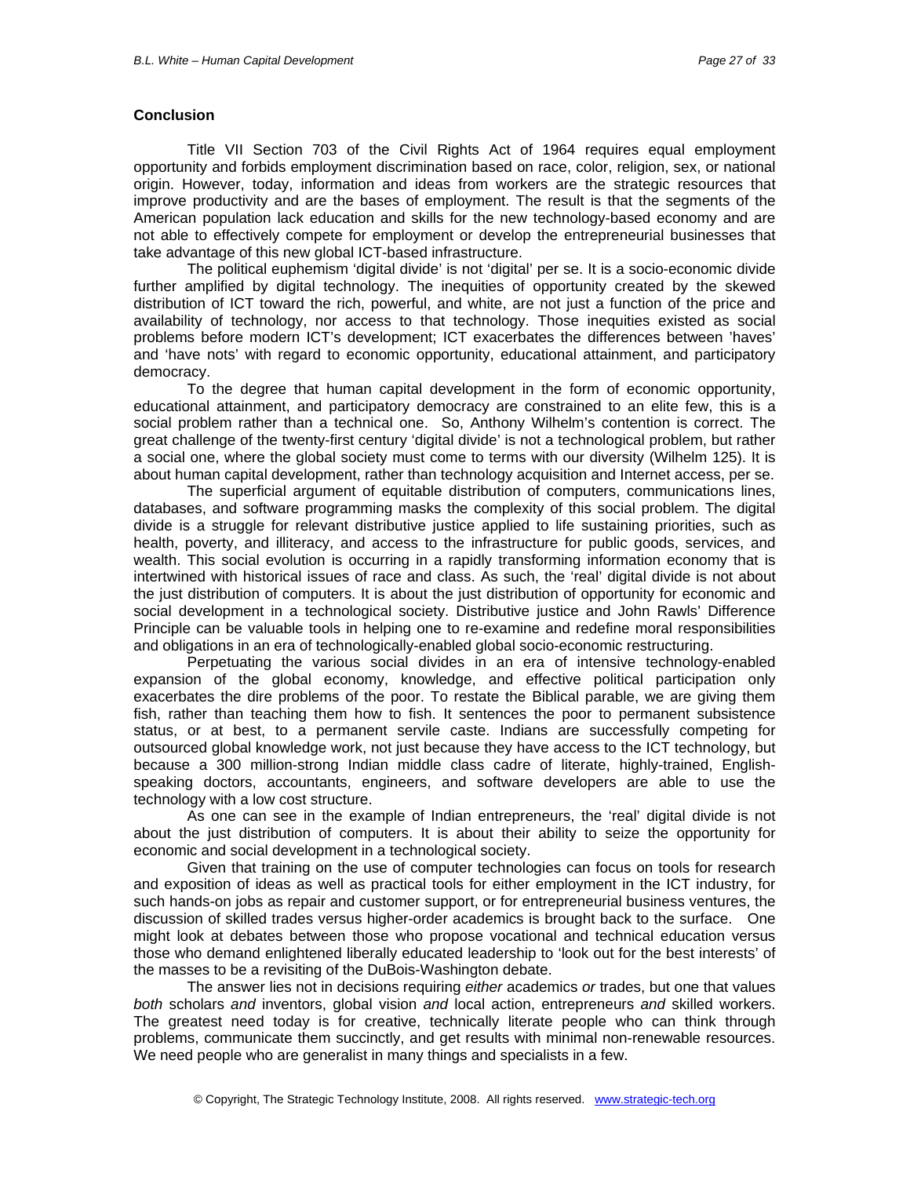**Conclusion**

Title VII Section 703 of the Civil Rights Act of 1964 requires equal employment opportunity and forbids employment discrimination based on race, color, religion, sex, or national origin. However, today, information and ideas from workers are the strategic resources that improve productivity and are the bases of employment. The result is that the segments of the American population lack education and skills for the new technology-based economy and are not able to effectively compete for employment or develop the entrepreneurial businesses that take advantage of this new global ICT-based infrastructure.

The political euphemism 'digital divide' is not 'digital' per se. It is a socio-economic divide further amplified by digital technology. The inequities of opportunity created by the skewed distribution of ICT toward the rich, powerful, and white, are not just a function of the price and availability of technology, nor access to that technology. Those inequities existed as social problems before modern ICT's development; ICT exacerbates the differences between 'haves' and 'have nots' with regard to economic opportunity, educational attainment, and participatory democracy.

To the degree that human capital development in the form of economic opportunity, educational attainment, and participatory democracy are constrained to an elite few, this is a social problem rather than a technical one. So, Anthony Wilhelm's contention is correct. The great challenge of the twenty-first century 'digital divide' is not a technological problem, but rather a social one, where the global society must come to terms with our diversity (Wilhelm 125). It is about human capital development, rather than technology acquisition and Internet access, per se.

The superficial argument of equitable distribution of computers, communications lines, databases, and software programming masks the complexity of this social problem. The digital divide is a struggle for relevant distributive justice applied to life sustaining priorities, such as health, poverty, and illiteracy, and access to the infrastructure for public goods, services, and wealth. This social evolution is occurring in a rapidly transforming information economy that is intertwined with historical issues of race and class. As such, the 'real' digital divide is not about the just distribution of computers. It is about the just distribution of opportunity for economic and social development in a technological society. Distributive justice and John Rawls' Difference Principle can be valuable tools in helping one to re-examine and redefine moral responsibilities and obligations in an era of technologically-enabled global socio-economic restructuring.

Perpetuating the various social divides in an era of intensive technology-enabled expansion of the global economy, knowledge, and effective political participation only exacerbates the dire problems of the poor. To restate the Biblical parable, we are giving them fish, rather than teaching them how to fish. It sentences the poor to permanent subsistence status, or at best, to a permanent servile caste. Indians are successfully competing for outsourced global knowledge work, not just because they have access to the ICT technology, but because a 300 million-strong Indian middle class cadre of literate, highly-trained, English-speaking doctors, accountants, engineers, and software developers are able to use the technology with a low cost structure.

As one can see in the example of Indian entrepreneurs, the 'real' digital divide is not about the just distribution of computers. It is about their ability to seize the opportunity for economic and social development in a technological society.

Given that training on the use of computer technologies can focus on tools for research and exposition of ideas as well as practical tools for either employment in the ICT industry, for such hands-on jobs as repair and customer support, or for entrepreneurial business ventures, the discussion of skilled trades versus higher-order academics is brought back to the surface. One might look at debates between those who propose vocational and technical education versus those who demand enlightened liberally educated leadership to 'look out for the best interests' of the masses to be a revisiting of the DuBois-Washington debate.

The answer lies not in decisions requiring *either* academics *or* trades, but one that values *both* scholars *and* inventors, global vision *and* local action, entrepreneurs *and* skilled workers. The greatest need today is for creative, technically literate people who can think through problems, communicate them succinctly, and get results with minimal non-renewable resources. We need people who are generalist in many things and specialists in a few.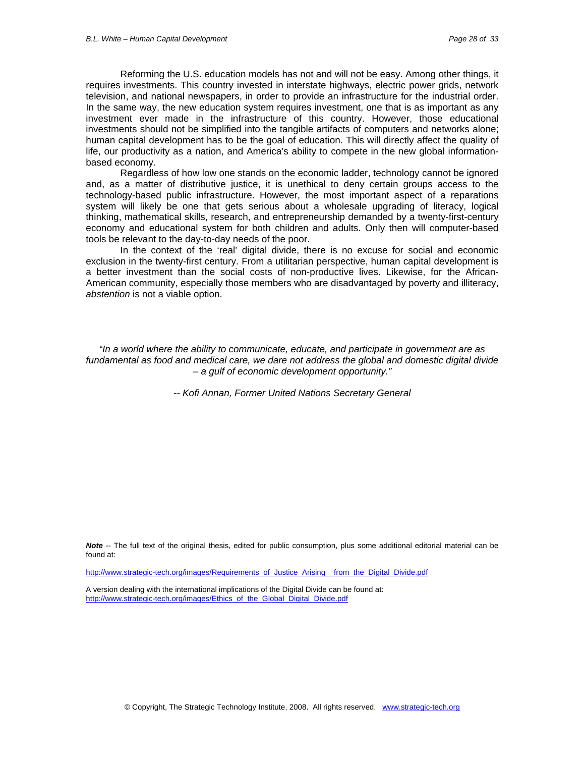Reforming the U.S. education models has not and will not be easy. Among other things, it requires investments. This country invested in interstate highways, electric power grids, network television, and national newspapers, in order to provide an infrastructure for the industrial order. In the same way, the new education system requires investment, one that is as important as any investment ever made in the infrastructure of this country. However, those educational investments should not be simplified into the tangible artifacts of computers and networks alone; human capital development has to be the goal of education. This will directly affect the quality of life, our productivity as a nation, and America's ability to compete in the new global information-based economy.

Regardless of how low one stands on the economic ladder, technology cannot be ignored and, as a matter of distributive justice, it is unethical to deny certain groups access to the technology-based public infrastructure. However, the most important aspect of a reparations system will likely be one that gets serious about a wholesale upgrading of literacy, logical thinking, mathematical skills, research, and entrepreneurship demanded by a twenty-first-century economy and educational system for both children and adults. Only then will computer-based tools be relevant to the day-to-day needs of the poor.

In the context of the 'real' digital divide, there is no excuse for social and economic exclusion in the twenty-first century. From a utilitarian perspective, human capital development is a better investment than the social costs of non-productive lives. Likewise, for the African-American community, especially those members who are disadvantaged by poverty and illiteracy, *abstention* is not a viable option.

*"In a world where the ability to communicate, educate, and participate in government are as fundamental as food and medical care, we dare not address the global and domestic digital divide – a gulf of economic development opportunity."*

*-- Kofi Annan, Former United Nations Secretary General*

***Note*** -- The full text of the original thesis, edited for public consumption, plus some additional editorial material can be found at:

http://www.strategic-tech.org/images/Requirements_of_Justice_Arising__from_the_Digital_Divide.pdf

A version dealing with the international implications of the Digital Divide can be found at:
http://www.strategic-tech.org/images/Ethics_of_the_Global_Digital_Divide.pdf

© Copyright, The Strategic Technology Institute, 2008. All rights reserved. www.strategic-tech.org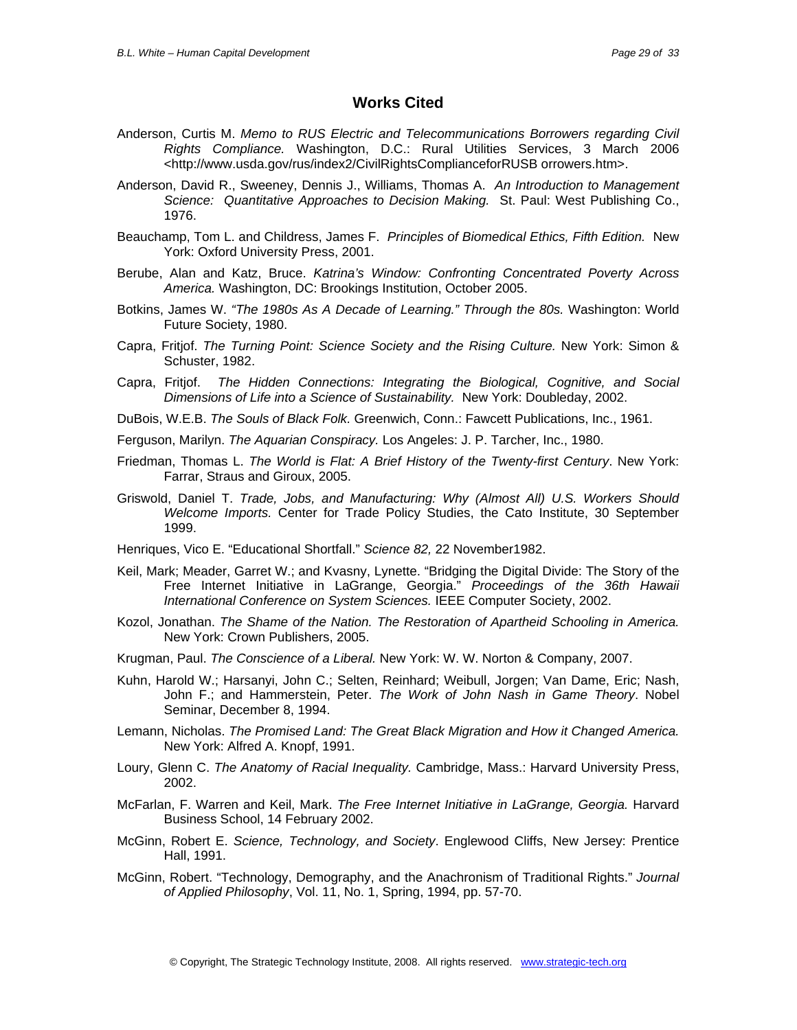# Works Cited

Anderson, Curtis M. *Memo to RUS Electric and Telecommunications Borrowers regarding Civil Rights Compliance.* Washington, D.C.: Rural Utilities Services, 3 March 2006 <http://www.usda.gov/rus/index2/CivilRightsComplianceforRUSB orrowers.htm>.

Anderson, David R., Sweeney, Dennis J., Williams, Thomas A. *An Introduction to Management Science: Quantitative Approaches to Decision Making.* St. Paul: West Publishing Co., 1976.

Beauchamp, Tom L. and Childress, James F. *Principles of Biomedical Ethics, Fifth Edition.* New York: Oxford University Press, 2001.

Berube, Alan and Katz, Bruce. *Katrina's Window: Confronting Concentrated Poverty Across America.* Washington, DC: Brookings Institution, October 2005.

Botkins, James W. *"The 1980s As A Decade of Learning." Through the 80s.* Washington: World Future Society, 1980.

Capra, Fritjof. *The Turning Point: Science Society and the Rising Culture.* New York: Simon & Schuster, 1982.

Capra, Fritjof. *The Hidden Connections: Integrating the Biological, Cognitive, and Social Dimensions of Life into a Science of Sustainability.* New York: Doubleday, 2002.

DuBois, W.E.B. *The Souls of Black Folk.* Greenwich, Conn.: Fawcett Publications, Inc., 1961.

Ferguson, Marilyn. *The Aquarian Conspiracy.* Los Angeles: J. P. Tarcher, Inc., 1980.

Friedman, Thomas L. *The World is Flat: A Brief History of the Twenty-first Century*. New York: Farrar, Straus and Giroux, 2005.

Griswold, Daniel T. *Trade, Jobs, and Manufacturing: Why (Almost All) U.S. Workers Should Welcome Imports.* Center for Trade Policy Studies, the Cato Institute, 30 September 1999.

Henriques, Vico E. "Educational Shortfall." *Science 82,* 22 November1982.

Keil, Mark; Meader, Garret W.; and Kvasny, Lynette. "Bridging the Digital Divide: The Story of the Free Internet Initiative in LaGrange, Georgia." *Proceedings of the 36th Hawaii International Conference on System Sciences.* IEEE Computer Society, 2002.

Kozol, Jonathan. *The Shame of the Nation. The Restoration of Apartheid Schooling in America.* New York: Crown Publishers, 2005.

Krugman, Paul. *The Conscience of a Liberal.* New York: W. W. Norton & Company, 2007.

Kuhn, Harold W.; Harsanyi, John C.; Selten, Reinhard; Weibull, Jorgen; Van Dame, Eric; Nash, John F.; and Hammerstein, Peter. *The Work of John Nash in Game Theory*. Nobel Seminar, December 8, 1994.

Lemann, Nicholas. *The Promised Land: The Great Black Migration and How it Changed America.* New York: Alfred A. Knopf, 1991.

Loury, Glenn C. *The Anatomy of Racial Inequality.* Cambridge, Mass.: Harvard University Press, 2002.

McFarlan, F. Warren and Keil, Mark. *The Free Internet Initiative in LaGrange, Georgia.* Harvard Business School, 14 February 2002.

McGinn, Robert E. *Science, Technology, and Society*. Englewood Cliffs, New Jersey: Prentice Hall, 1991.

McGinn, Robert. "Technology, Demography, and the Anachronism of Traditional Rights." *Journal of Applied Philosophy*, Vol. 11, No. 1, Spring, 1994, pp. 57-70.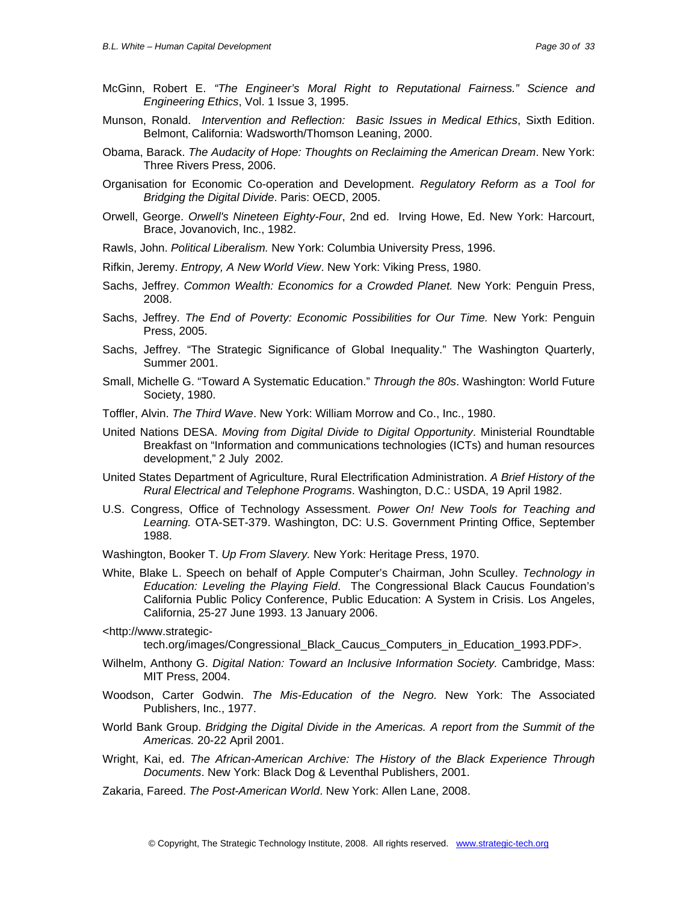McGinn, Robert E. *"The Engineer's Moral Right to Reputational Fairness." Science and Engineering Ethics*, Vol. 1 Issue 3, 1995.

Munson, Ronald. *Intervention and Reflection: Basic Issues in Medical Ethics*, Sixth Edition. Belmont, California: Wadsworth/Thomson Leaning, 2000.

Obama, Barack. *The Audacity of Hope: Thoughts on Reclaiming the American Dream*. New York: Three Rivers Press, 2006.

Organisation for Economic Co-operation and Development. *Regulatory Reform as a Tool for Bridging the Digital Divide*. Paris: OECD, 2005.

Orwell, George. *Orwell's Nineteen Eighty-Four*, 2nd ed. Irving Howe, Ed. New York: Harcourt, Brace, Jovanovich, Inc., 1982.

Rawls, John. *Political Liberalism.* New York: Columbia University Press, 1996.

Rifkin, Jeremy. *Entropy, A New World View*. New York: Viking Press, 1980.

Sachs, Jeffrey. *Common Wealth: Economics for a Crowded Planet.* New York: Penguin Press, 2008.

Sachs, Jeffrey. *The End of Poverty: Economic Possibilities for Our Time.* New York: Penguin Press, 2005.

Sachs, Jeffrey. "The Strategic Significance of Global Inequality." The Washington Quarterly, Summer 2001.

Small, Michelle G. "Toward A Systematic Education." *Through the 80s*. Washington: World Future Society, 1980.

Toffler, Alvin. *The Third Wave*. New York: William Morrow and Co., Inc., 1980.

United Nations DESA. *Moving from Digital Divide to Digital Opportunity*. Ministerial Roundtable Breakfast on "Information and communications technologies (ICTs) and human resources development," 2 July 2002.

United States Department of Agriculture, Rural Electrification Administration. *A Brief History of the Rural Electrical and Telephone Programs*. Washington, D.C.: USDA, 19 April 1982.

U.S. Congress, Office of Technology Assessment. *Power On! New Tools for Teaching and Learning.* OTA-SET-379. Washington, DC: U.S. Government Printing Office, September 1988.

Washington, Booker T. *Up From Slavery.* New York: Heritage Press, 1970.

White, Blake L. Speech on behalf of Apple Computer's Chairman, John Sculley. *Technology in Education: Leveling the Playing Field*. The Congressional Black Caucus Foundation's California Public Policy Conference, Public Education: A System in Crisis. Los Angeles, California, 25-27 June 1993. 13 January 2006.

<http://www.strategic-tech.org/images/Congressional_Black_Caucus_Computers_in_Education_1993.PDF>.

Wilhelm, Anthony G. *Digital Nation: Toward an Inclusive Information Society.* Cambridge, Mass: MIT Press, 2004.

Woodson, Carter Godwin. *The Mis-Education of the Negro.* New York: The Associated Publishers, Inc., 1977.

World Bank Group. *Bridging the Digital Divide in the Americas. A report from the Summit of the Americas.* 20-22 April 2001.

Wright, Kai, ed. *The African-American Archive: The History of the Black Experience Through Documents*. New York: Black Dog & Leventhal Publishers, 2001.

Zakaria, Fareed. *The Post-American World*. New York: Allen Lane, 2008.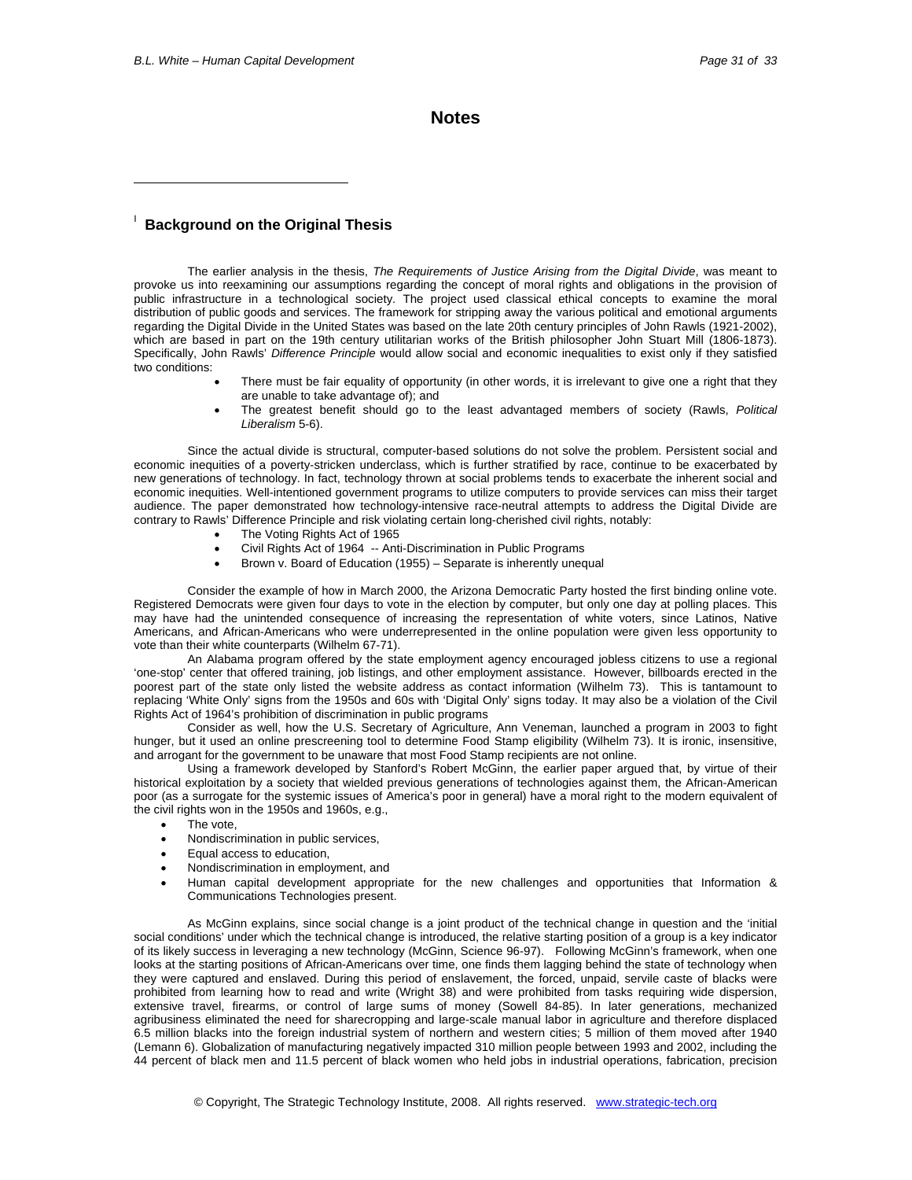## Notes

---

[i] **Background on the Original Thesis**

The earlier analysis in the thesis, *The Requirements of Justice Arising from the Digital Divide*, was meant to provoke us into reexamining our assumptions regarding the concept of moral rights and obligations in the provision of public infrastructure in a technological society. The project used classical ethical concepts to examine the moral distribution of public goods and services. The framework for stripping away the various political and emotional arguments regarding the Digital Divide in the United States was based on the late 20th century principles of John Rawls (1921-2002), which are based in part on the 19th century utilitarian works of the British philosopher John Stuart Mill (1806-1873). Specifically, John Rawls' *Difference Principle* would allow social and economic inequalities to exist only if they satisfied two conditions:

- There must be fair equality of opportunity (in other words, it is irrelevant to give one a right that they are unable to take advantage of); and
- The greatest benefit should go to the least advantaged members of society (Rawls, *Political Liberalism* 5-6).

Since the actual divide is structural, computer-based solutions do not solve the problem. Persistent social and economic inequities of a poverty-stricken underclass, which is further stratified by race, continue to be exacerbated by new generations of technology. In fact, technology thrown at social problems tends to exacerbate the inherent social and economic inequities. Well-intentioned government programs to utilize computers to provide services can miss their target audience. The paper demonstrated how technology-intensive race-neutral attempts to address the Digital Divide are contrary to Rawls' Difference Principle and risk violating certain long-cherished civil rights, notably:

- The Voting Rights Act of 1965
- Civil Rights Act of 1964 -- Anti-Discrimination in Public Programs
- Brown v. Board of Education (1955) – Separate is inherently unequal

Consider the example of how in March 2000, the Arizona Democratic Party hosted the first binding online vote. Registered Democrats were given four days to vote in the election by computer, but only one day at polling places. This may have had the unintended consequence of increasing the representation of white voters, since Latinos, Native Americans, and African-Americans who were underrepresented in the online population were given less opportunity to vote than their white counterparts (Wilhelm 67-71).

An Alabama program offered by the state employment agency encouraged jobless citizens to use a regional 'one-stop' center that offered training, job listings, and other employment assistance. However, billboards erected in the poorest part of the state only listed the website address as contact information (Wilhelm 73). This is tantamount to replacing 'White Only' signs from the 1950s and 60s with 'Digital Only' signs today. It may also be a violation of the Civil Rights Act of 1964's prohibition of discrimination in public programs

Consider as well, how the U.S. Secretary of Agriculture, Ann Veneman, launched a program in 2003 to fight hunger, but it used an online prescreening tool to determine Food Stamp eligibility (Wilhelm 73). It is ironic, insensitive, and arrogant for the government to be unaware that most Food Stamp recipients are not online.

Using a framework developed by Stanford's Robert McGinn, the earlier paper argued that, by virtue of their historical exploitation by a society that wielded previous generations of technologies against them, the African-American poor (as a surrogate for the systemic issues of America's poor in general) have a moral right to the modern equivalent of the civil rights won in the 1950s and 1960s, e.g.,

- The vote,
- Nondiscrimination in public services,
- Equal access to education,
- Nondiscrimination in employment, and
- Human capital development appropriate for the new challenges and opportunities that Information & Communications Technologies present.

As McGinn explains, since social change is a joint product of the technical change in question and the 'initial social conditions' under which the technical change is introduced, the relative starting position of a group is a key indicator of its likely success in leveraging a new technology (McGinn, Science 96-97). Following McGinn's framework, when one looks at the starting positions of African-Americans over time, one finds them lagging behind the state of technology when they were captured and enslaved. During this period of enslavement, the forced, unpaid, servile caste of blacks were prohibited from learning how to read and write (Wright 38) and were prohibited from tasks requiring wide dispersion, extensive travel, firearms, or control of large sums of money (Sowell 84-85). In later generations, mechanized agribusiness eliminated the need for sharecropping and large-scale manual labor in agriculture and therefore displaced 6.5 million blacks into the foreign industrial system of northern and western cities; 5 million of them moved after 1940 (Lemann 6). Globalization of manufacturing negatively impacted 310 million people between 1993 and 2002, including the 44 percent of black men and 11.5 percent of black women who held jobs in industrial operations, fabrication, precision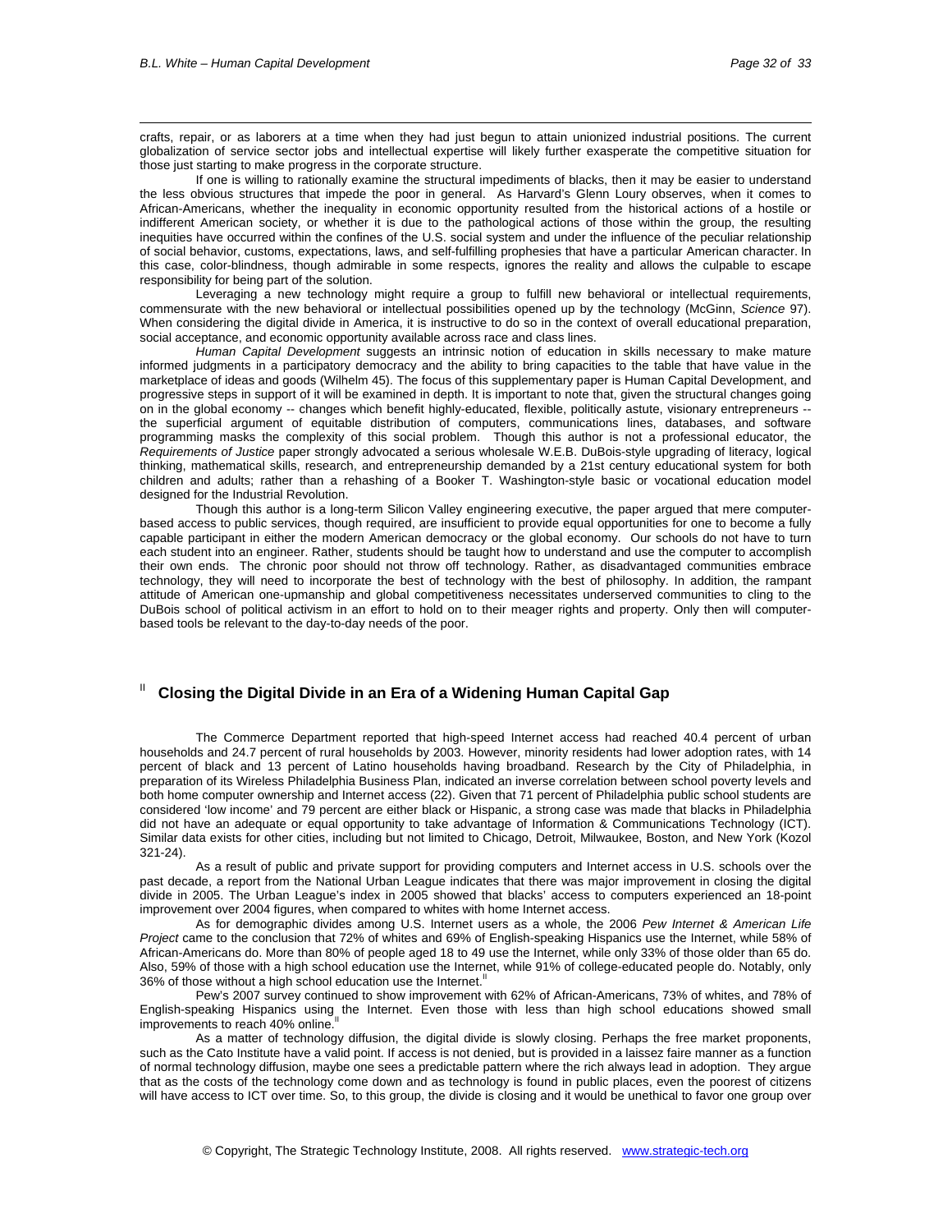crafts, repair, or as laborers at a time when they had just begun to attain unionized industrial positions. The current globalization of service sector jobs and intellectual expertise will likely further exasperate the competitive situation for those just starting to make progress in the corporate structure.

If one is willing to rationally examine the structural impediments of blacks, then it may be easier to understand the less obvious structures that impede the poor in general. As Harvard's Glenn Loury observes, when it comes to African-Americans, whether the inequality in economic opportunity resulted from the historical actions of a hostile or indifferent American society, or whether it is due to the pathological actions of those within the group, the resulting inequities have occurred within the confines of the U.S. social system and under the influence of the peculiar relationship of social behavior, customs, expectations, laws, and self-fulfilling prophesies that have a particular American character. In this case, color-blindness, though admirable in some respects, ignores the reality and allows the culpable to escape responsibility for being part of the solution.

Leveraging a new technology might require a group to fulfill new behavioral or intellectual requirements, commensurate with the new behavioral or intellectual possibilities opened up by the technology (McGinn, *Science* 97). When considering the digital divide in America, it is instructive to do so in the context of overall educational preparation, social acceptance, and economic opportunity available across race and class lines.

*Human Capital Development* suggests an intrinsic notion of education in skills necessary to make mature informed judgments in a participatory democracy and the ability to bring capacities to the table that have value in the marketplace of ideas and goods (Wilhelm 45). The focus of this supplementary paper is Human Capital Development, and progressive steps in support of it will be examined in depth. It is important to note that, given the structural changes going on in the global economy -- changes which benefit highly-educated, flexible, politically astute, visionary entrepreneurs -- the superficial argument of equitable distribution of computers, communications lines, databases, and software programming masks the complexity of this social problem. Though this author is not a professional educator, the *Requirements of Justice* paper strongly advocated a serious wholesale W.E.B. DuBois-style upgrading of literacy, logical thinking, mathematical skills, research, and entrepreneurship demanded by a 21st century educational system for both children and adults; rather than a rehashing of a Booker T. Washington-style basic or vocational education model designed for the Industrial Revolution.

Though this author is a long-term Silicon Valley engineering executive, the paper argued that mere computer-based access to public services, though required, are insufficient to provide equal opportunities for one to become a fully capable participant in either the modern American democracy or the global economy. Our schools do not have to turn each student into an engineer. Rather, students should be taught how to understand and use the computer to accomplish their own ends. The chronic poor should not throw off technology. Rather, as disadvantaged communities embrace technology, they will need to incorporate the best of technology with the best of philosophy. In addition, the rampant attitude of American one-upmanship and global competitiveness necessitates underserved communities to cling to the DuBois school of political activism in an effort to hold on to their meager rights and property. Only then will computer-based tools be relevant to the day-to-day needs of the poor.

## [ii] Closing the Digital Divide in an Era of a Widening Human Capital Gap

The Commerce Department reported that high-speed Internet access had reached 40.4 percent of urban households and 24.7 percent of rural households by 2003. However, minority residents had lower adoption rates, with 14 percent of black and 13 percent of Latino households having broadband. Research by the City of Philadelphia, in preparation of its Wireless Philadelphia Business Plan, indicated an inverse correlation between school poverty levels and both home computer ownership and Internet access (22). Given that 71 percent of Philadelphia public school students are considered 'low income' and 79 percent are either black or Hispanic, a strong case was made that blacks in Philadelphia did not have an adequate or equal opportunity to take advantage of Information & Communications Technology (ICT). Similar data exists for other cities, including but not limited to Chicago, Detroit, Milwaukee, Boston, and New York (Kozol 321-24).

As a result of public and private support for providing computers and Internet access in U.S. schools over the past decade, a report from the National Urban League indicates that there was major improvement in closing the digital divide in 2005. The Urban League's index in 2005 showed that blacks' access to computers experienced an 18-point improvement over 2004 figures, when compared to whites with home Internet access.

As for demographic divides among U.S. Internet users as a whole, the 2006 *Pew Internet & American Life Project* came to the conclusion that 72% of whites and 69% of English-speaking Hispanics use the Internet, while 58% of African-Americans do. More than 80% of people aged 18 to 49 use the Internet, while only 33% of those older than 65 do. Also, 59% of those with a high school education use the Internet, while 91% of college-educated people do. Notably, only 36% of those without a high school education use the Internet.[ii]

Pew's 2007 survey continued to show improvement with 62% of African-Americans, 73% of whites, and 78% of English-speaking Hispanics using the Internet. Even those with less than high school educations showed small improvements to reach 40% online.[ii]

As a matter of technology diffusion, the digital divide is slowly closing. Perhaps the free market proponents, such as the Cato Institute have a valid point. If access is not denied, but is provided in a laissez faire manner as a function of normal technology diffusion, maybe one sees a predictable pattern where the rich always lead in adoption. They argue that as the costs of the technology come down and as technology is found in public places, even the poorest of citizens will have access to ICT over time. So, to this group, the divide is closing and it would be unethical to favor one group over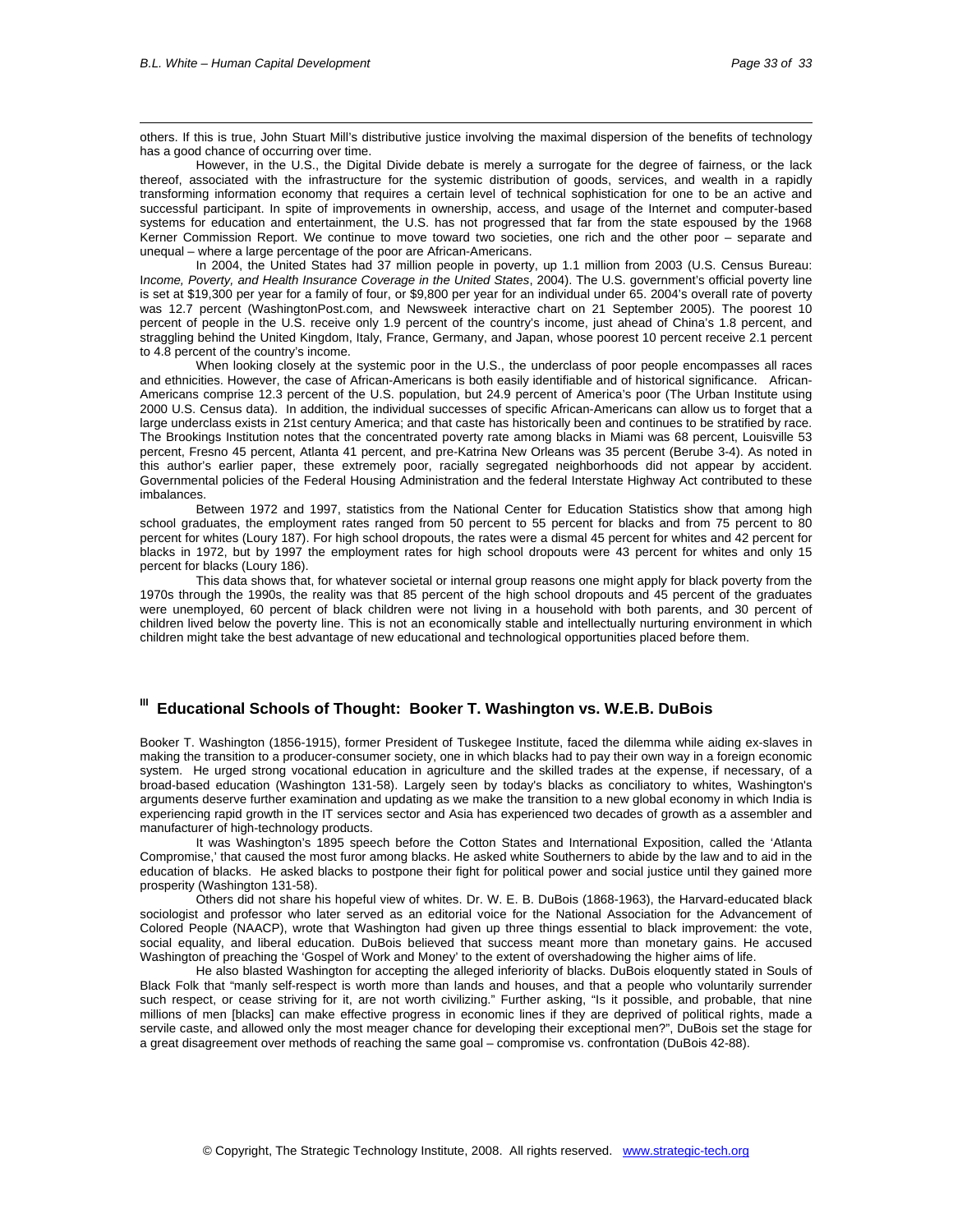others. If this is true, John Stuart Mill's distributive justice involving the maximal dispersion of the benefits of technology has a good chance of occurring over time.

However, in the U.S., the Digital Divide debate is merely a surrogate for the degree of fairness, or the lack thereof, associated with the infrastructure for the systemic distribution of goods, services, and wealth in a rapidly transforming information economy that requires a certain level of technical sophistication for one to be an active and successful participant. In spite of improvements in ownership, access, and usage of the Internet and computer-based systems for education and entertainment, the U.S. has not progressed that far from the state espoused by the 1968 Kerner Commission Report. We continue to move toward two societies, one rich and the other poor – separate and unequal – where a large percentage of the poor are African-Americans.

In 2004, the United States had 37 million people in poverty, up 1.1 million from 2003 (U.S. Census Bureau: *Income, Poverty, and Health Insurance Coverage in the United States*, 2004). The U.S. government's official poverty line is set at $19,300 per year for a family of four, or $9,800 per year for an individual under 65. 2004's overall rate of poverty was 12.7 percent (WashingtonPost.com, and Newsweek interactive chart on 21 September 2005). The poorest 10 percent of people in the U.S. receive only 1.9 percent of the country's income, just ahead of China's 1.8 percent, and straggling behind the United Kingdom, Italy, France, Germany, and Japan, whose poorest 10 percent receive 2.1 percent to 4.8 percent of the country's income.

When looking closely at the systemic poor in the U.S., the underclass of poor people encompasses all races and ethnicities. However, the case of African-Americans is both easily identifiable and of historical significance. African-Americans comprise 12.3 percent of the U.S. population, but 24.9 percent of America's poor (The Urban Institute using 2000 U.S. Census data). In addition, the individual successes of specific African-Americans can allow us to forget that a large underclass exists in 21st century America; and that caste has historically been and continues to be stratified by race. The Brookings Institution notes that the concentrated poverty rate among blacks in Miami was 68 percent, Louisville 53 percent, Fresno 45 percent, Atlanta 41 percent, and pre-Katrina New Orleans was 35 percent (Berube 3-4). As noted in this author's earlier paper, these extremely poor, racially segregated neighborhoods did not appear by accident. Governmental policies of the Federal Housing Administration and the federal Interstate Highway Act contributed to these imbalances.

Between 1972 and 1997, statistics from the National Center for Education Statistics show that among high school graduates, the employment rates ranged from 50 percent to 55 percent for blacks and from 75 percent to 80 percent for whites (Loury 187). For high school dropouts, the rates were a dismal 45 percent for whites and 42 percent for blacks in 1972, but by 1997 the employment rates for high school dropouts were 43 percent for whites and only 15 percent for blacks (Loury 186).

This data shows that, for whatever societal or internal group reasons one might apply for black poverty from the 1970s through the 1990s, the reality was that 85 percent of the high school dropouts and 45 percent of the graduates were unemployed, 60 percent of black children were not living in a household with both parents, and 30 percent of children lived below the poverty line. This is not an economically stable and intellectually nurturing environment in which children might take the best advantage of new educational and technological opportunities placed before them.

## III Educational Schools of Thought: Booker T. Washington vs. W.E.B. DuBois

Booker T. Washington (1856-1915), former President of Tuskegee Institute, faced the dilemma while aiding ex-slaves in making the transition to a producer-consumer society, one in which blacks had to pay their own way in a foreign economic system. He urged strong vocational education in agriculture and the skilled trades at the expense, if necessary, of a broad-based education (Washington 131-58). Largely seen by today's blacks as conciliatory to whites, Washington's arguments deserve further examination and updating as we make the transition to a new global economy in which India is experiencing rapid growth in the IT services sector and Asia has experienced two decades of growth as a assembler and manufacturer of high-technology products.

It was Washington's 1895 speech before the Cotton States and International Exposition, called the 'Atlanta Compromise,' that caused the most furor among blacks. He asked white Southerners to abide by the law and to aid in the education of blacks. He asked blacks to postpone their fight for political power and social justice until they gained more prosperity (Washington 131-58).

Others did not share his hopeful view of whites. Dr. W. E. B. DuBois (1868-1963), the Harvard-educated black sociologist and professor who later served as an editorial voice for the National Association for the Advancement of Colored People (NAACP), wrote that Washington had given up three things essential to black improvement: the vote, social equality, and liberal education. DuBois believed that success meant more than monetary gains. He accused Washington of preaching the 'Gospel of Work and Money' to the extent of overshadowing the higher aims of life.

He also blasted Washington for accepting the alleged inferiority of blacks. DuBois eloquently stated in Souls of Black Folk that "manly self-respect is worth more than lands and houses, and that a people who voluntarily surrender such respect, or cease striving for it, are not worth civilizing." Further asking, "Is it possible, and probable, that nine millions of men [blacks] can make effective progress in economic lines if they are deprived of political rights, made a servile caste, and allowed only the most meager chance for developing their exceptional men?", DuBois set the stage for a great disagreement over methods of reaching the same goal – compromise vs. confrontation (DuBois 42-88).